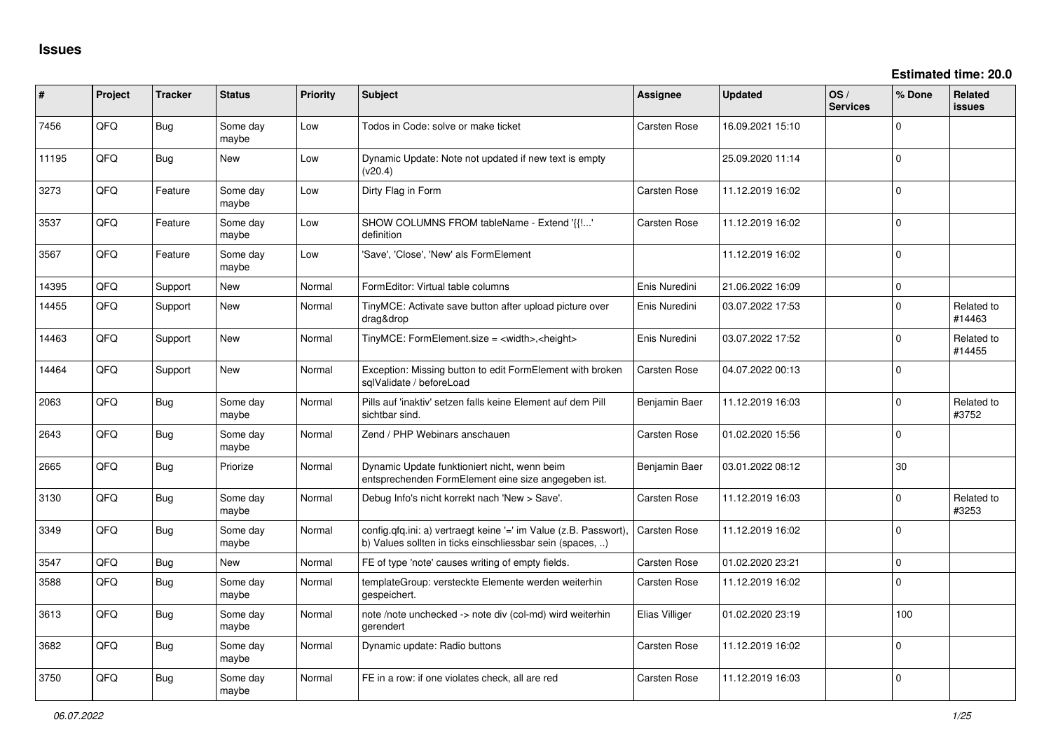# Issues

**Estimated time: 20.0**

| # | Project | Tracker | Status | Priority | Subject | Assignee | Updated | OS / Services | % Done | Related issues |
|---|---|---|---|---|---|---|---|---|---|---|
| 7456 | QFQ | Bug | Some day maybe | Low | Todos in Code: solve or make ticket | Carsten Rose | 16.09.2021 15:10 | | 0 | |
| 11195 | QFQ | Bug | New | Low | Dynamic Update: Note not updated if new text is empty (v20.4) | | 25.09.2020 11:14 | | 0 | |
| 3273 | QFQ | Feature | Some day maybe | Low | Dirty Flag in Form | Carsten Rose | 11.12.2019 16:02 | | 0 | |
| 3537 | QFQ | Feature | Some day maybe | Low | SHOW COLUMNS FROM tableName - Extend '{{!...' definition | Carsten Rose | 11.12.2019 16:02 | | 0 | |
| 3567 | QFQ | Feature | Some day maybe | Low | 'Save', 'Close', 'New' als FormElement | | 11.12.2019 16:02 | | 0 | |
| 14395 | QFQ | Support | New | Normal | FormEditor: Virtual table columns | Enis Nuredini | 21.06.2022 16:09 | | 0 | |
| 14455 | QFQ | Support | New | Normal | TinyMCE: Activate save button after upload picture over drag&drop | Enis Nuredini | 03.07.2022 17:53 | | 0 | Related to #14463 |
| 14463 | QFQ | Support | New | Normal | TinyMCE: FormElement.size = <width>,<height> | Enis Nuredini | 03.07.2022 17:52 | | 0 | Related to #14455 |
| 14464 | QFQ | Support | New | Normal | Exception: Missing button to edit FormElement with broken sqlValidate / beforeLoad | Carsten Rose | 04.07.2022 00:13 | | 0 | |
| 2063 | QFQ | Bug | Some day maybe | Normal | Pills auf 'inaktiv' setzen falls keine Element auf dem Pill sichtbar sind. | Benjamin Baer | 11.12.2019 16:03 | | 0 | Related to #3752 |
| 2643 | QFQ | Bug | Some day maybe | Normal | Zend / PHP Webinars anschauen | Carsten Rose | 01.02.2020 15:56 | | 0 | |
| 2665 | QFQ | Bug | Priorize | Normal | Dynamic Update funktioniert nicht, wenn beim entsprechenden FormElement eine size angegeben ist. | Benjamin Baer | 03.01.2022 08:12 | | 30 | |
| 3130 | QFQ | Bug | Some day maybe | Normal | Debug Info's nicht korrekt nach 'New > Save'. | Carsten Rose | 11.12.2019 16:03 | | 0 | Related to #3253 |
| 3349 | QFQ | Bug | Some day maybe | Normal | config.qfq.ini: a) vertraegt keine '=' im Value (z.B. Passwort), b) Values sollten in ticks einschliessbar sein (spaces, ..) | Carsten Rose | 11.12.2019 16:02 | | 0 | |
| 3547 | QFQ | Bug | New | Normal | FE of type 'note' causes writing of empty fields. | Carsten Rose | 01.02.2020 23:21 | | 0 | |
| 3588 | QFQ | Bug | Some day maybe | Normal | templateGroup: versteckte Elemente werden weiterhin gespeichert. | Carsten Rose | 11.12.2019 16:02 | | 0 | |
| 3613 | QFQ | Bug | Some day maybe | Normal | note /note unchecked -> note div (col-md) wird weiterhin gerendert | Elias Villiger | 01.02.2020 23:19 | | 100 | |
| 3682 | QFQ | Bug | Some day maybe | Normal | Dynamic update: Radio buttons | Carsten Rose | 11.12.2019 16:02 | | 0 | |
| 3750 | QFQ | Bug | Some day maybe | Normal | FE in a row: if one violates check, all are red | Carsten Rose | 11.12.2019 16:03 | | 0 | |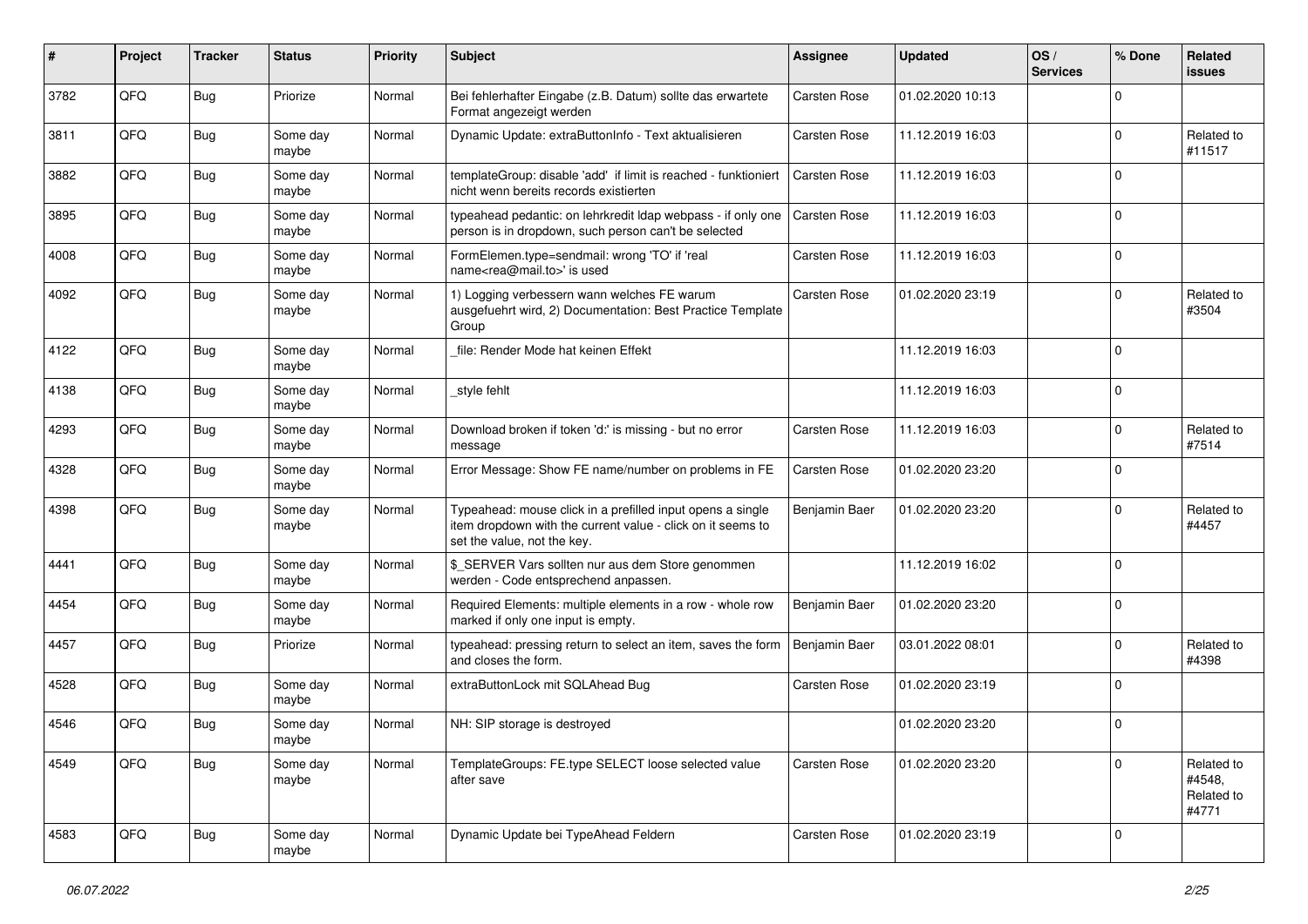| # | Project | Tracker | Status | Priority | Subject | Assignee | Updated | OS / Services | % Done | Related issues |
|---|---|---|---|---|---|---|---|---|---|---|
| 3782 | QFQ | Bug | Priorize | Normal | Bei fehlerhafter Eingabe (z.B. Datum) sollte das erwartete Format angezeigt werden | Carsten Rose | 01.02.2020 10:13 | | 0 | |
| 3811 | QFQ | Bug | Some day maybe | Normal | Dynamic Update: extraButtonInfo - Text aktualisieren | Carsten Rose | 11.12.2019 16:03 | | 0 | Related to #11517 |
| 3882 | QFQ | Bug | Some day maybe | Normal | templateGroup: disable 'add' if limit is reached - funktioniert nicht wenn bereits records existierten | Carsten Rose | 11.12.2019 16:03 | | 0 | |
| 3895 | QFQ | Bug | Some day maybe | Normal | typeahead pedantic: on lehrkredit ldap webpass - if only one person is in dropdown, such person can't be selected | Carsten Rose | 11.12.2019 16:03 | | 0 | |
| 4008 | QFQ | Bug | Some day maybe | Normal | FormElemen.type=sendmail: wrong 'TO' if 'real name<rea@mail.to>' is used | Carsten Rose | 11.12.2019 16:03 | | 0 | |
| 4092 | QFQ | Bug | Some day maybe | Normal | 1) Logging verbessern wann welches FE warum ausgefuehrt wird, 2) Documentation: Best Practice Template Group | Carsten Rose | 01.02.2020 23:19 | | 0 | Related to #3504 |
| 4122 | QFQ | Bug | Some day maybe | Normal | _file: Render Mode hat keinen Effekt | | 11.12.2019 16:03 | | 0 | |
| 4138 | QFQ | Bug | Some day maybe | Normal | _style fehlt | | 11.12.2019 16:03 | | 0 | |
| 4293 | QFQ | Bug | Some day maybe | Normal | Download broken if token 'd:' is missing - but no error message | Carsten Rose | 11.12.2019 16:03 | | 0 | Related to #7514 |
| 4328 | QFQ | Bug | Some day maybe | Normal | Error Message: Show FE name/number on problems in FE | Carsten Rose | 01.02.2020 23:20 | | 0 | |
| 4398 | QFQ | Bug | Some day maybe | Normal | Typeahead: mouse click in a prefilled input opens a single item dropdown with the current value - click on it seems to set the value, not the key. | Benjamin Baer | 01.02.2020 23:20 | | 0 | Related to #4457 |
| 4441 | QFQ | Bug | Some day maybe | Normal | $_SERVER Vars sollten nur aus dem Store genommen werden - Code entsprechend anpassen. | | 11.12.2019 16:02 | | 0 | |
| 4454 | QFQ | Bug | Some day maybe | Normal | Required Elements: multiple elements in a row - whole row marked if only one input is empty. | Benjamin Baer | 01.02.2020 23:20 | | 0 | |
| 4457 | QFQ | Bug | Priorize | Normal | typeahead: pressing return to select an item, saves the form and closes the form. | Benjamin Baer | 03.01.2022 08:01 | | 0 | Related to #4398 |
| 4528 | QFQ | Bug | Some day maybe | Normal | extraButtonLock mit SQLAhead Bug | Carsten Rose | 01.02.2020 23:19 | | 0 | |
| 4546 | QFQ | Bug | Some day maybe | Normal | NH: SIP storage is destroyed | | 01.02.2020 23:20 | | 0 | |
| 4549 | QFQ | Bug | Some day maybe | Normal | TemplateGroups: FE.type SELECT loose selected value after save | Carsten Rose | 01.02.2020 23:20 | | 0 | Related to #4548, Related to #4771 |
| 4583 | QFQ | Bug | Some day maybe | Normal | Dynamic Update bei TypeAhead Feldern | Carsten Rose | 01.02.2020 23:19 | | 0 | |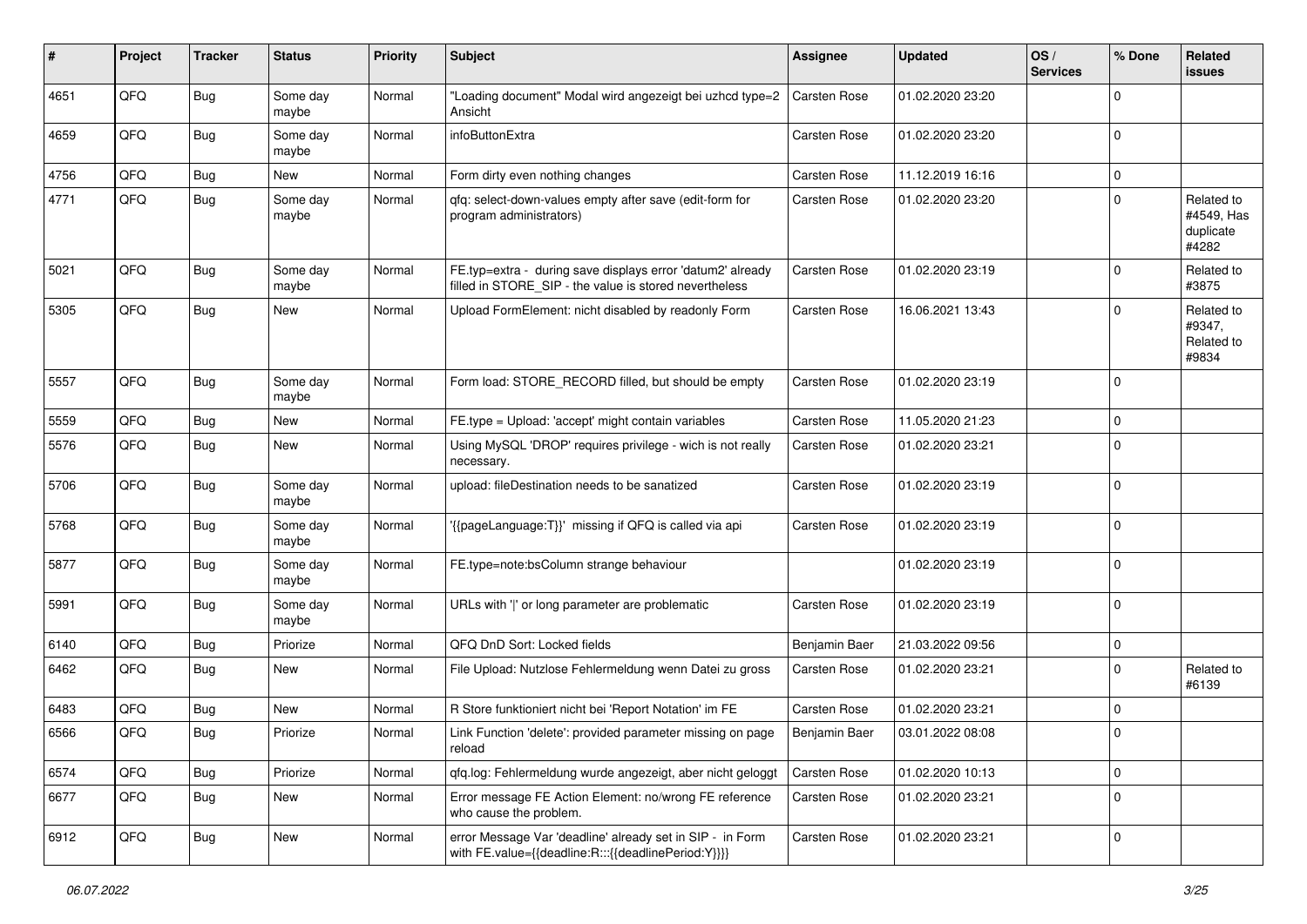| # | Project | Tracker | Status | Priority | Subject | Assignee | Updated | OS / Services | % Done | Related issues |
|---|---|---|---|---|---|---|---|---|---|---|
| 4651 | QFQ | Bug | Some day maybe | Normal | "Loading document" Modal wird angezeigt bei uzhcd type=2 Ansicht | Carsten Rose | 01.02.2020 23:20 | | 0 | |
| 4659 | QFQ | Bug | Some day maybe | Normal | infoButtonExtra | Carsten Rose | 01.02.2020 23:20 | | 0 | |
| 4756 | QFQ | Bug | New | Normal | Form dirty even nothing changes | Carsten Rose | 11.12.2019 16:16 | | 0 | |
| 4771 | QFQ | Bug | Some day maybe | Normal | qfq: select-down-values empty after save (edit-form for program administrators) | Carsten Rose | 01.02.2020 23:20 | | 0 | Related to #4549, Has duplicate #4282 |
| 5021 | QFQ | Bug | Some day maybe | Normal | FE.typ=extra - during save displays error 'datum2' already filled in STORE_SIP - the value is stored nevertheless | Carsten Rose | 01.02.2020 23:19 | | 0 | Related to #3875 |
| 5305 | QFQ | Bug | New | Normal | Upload FormElement: nicht disabled by readonly Form | Carsten Rose | 16.06.2021 13:43 | | 0 | Related to #9347, Related to #9834 |
| 5557 | QFQ | Bug | Some day maybe | Normal | Form load: STORE_RECORD filled, but should be empty | Carsten Rose | 01.02.2020 23:19 | | 0 | |
| 5559 | QFQ | Bug | New | Normal | FE.type = Upload: 'accept' might contain variables | Carsten Rose | 11.05.2020 21:23 | | 0 | |
| 5576 | QFQ | Bug | New | Normal | Using MySQL 'DROP' requires privilege - wich is not really necessary. | Carsten Rose | 01.02.2020 23:21 | | 0 | |
| 5706 | QFQ | Bug | Some day maybe | Normal | upload: fileDestination needs to be sanatized | Carsten Rose | 01.02.2020 23:19 | | 0 | |
| 5768 | QFQ | Bug | Some day maybe | Normal | '{{pageLanguage:T}}' missing if QFQ is called via api | Carsten Rose | 01.02.2020 23:19 | | 0 | |
| 5877 | QFQ | Bug | Some day maybe | Normal | FE.type=note:bsColumn strange behaviour | | 01.02.2020 23:19 | | 0 | |
| 5991 | QFQ | Bug | Some day maybe | Normal | URLs with '\|' or long parameter are problematic | Carsten Rose | 01.02.2020 23:19 | | 0 | |
| 6140 | QFQ | Bug | Priorize | Normal | QFQ DnD Sort: Locked fields | Benjamin Baer | 21.03.2022 09:56 | | 0 | |
| 6462 | QFQ | Bug | New | Normal | File Upload: Nutzlose Fehlermeldung wenn Datei zu gross | Carsten Rose | 01.02.2020 23:21 | | 0 | Related to #6139 |
| 6483 | QFQ | Bug | New | Normal | R Store funktioniert nicht bei 'Report Notation' im FE | Carsten Rose | 01.02.2020 23:21 | | 0 | |
| 6566 | QFQ | Bug | Priorize | Normal | Link Function 'delete': provided parameter missing on page reload | Benjamin Baer | 03.01.2022 08:08 | | 0 | |
| 6574 | QFQ | Bug | Priorize | Normal | qfq.log: Fehlermeldung wurde angezeigt, aber nicht geloggt | Carsten Rose | 01.02.2020 10:13 | | 0 | |
| 6677 | QFQ | Bug | New | Normal | Error message FE Action Element: no/wrong FE reference who cause the problem. | Carsten Rose | 01.02.2020 23:21 | | 0 | |
| 6912 | QFQ | Bug | New | Normal | error Message Var 'deadline' already set in SIP - in Form with FE.value={{deadline:R:::{{deadlinePeriod:Y}}}} | Carsten Rose | 01.02.2020 23:21 | | 0 | |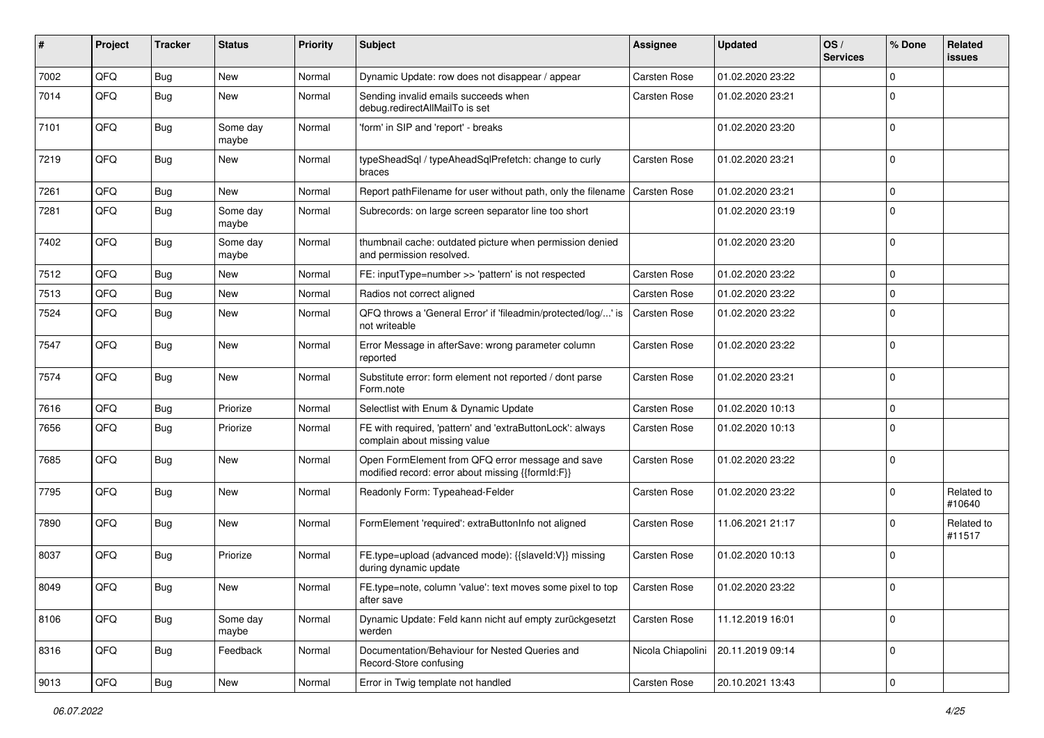| # | Project | Tracker | Status | Priority | Subject | Assignee | Updated | OS / Services | % Done | Related issues |
|---|---|---|---|---|---|---|---|---|---|---|
| 7002 | QFQ | Bug | New | Normal | Dynamic Update: row does not disappear / appear | Carsten Rose | 01.02.2020 23:22 | | 0 | |
| 7014 | QFQ | Bug | New | Normal | Sending invalid emails succeeds when debug.redirectAllMailTo is set | Carsten Rose | 01.02.2020 23:21 | | 0 | |
| 7101 | QFQ | Bug | Some day maybe | Normal | 'form' in SIP and 'report' - breaks | | 01.02.2020 23:20 | | 0 | |
| 7219 | QFQ | Bug | New | Normal | typeSheadSql / typeAheadSqlPrefetch: change to curly braces | Carsten Rose | 01.02.2020 23:21 | | 0 | |
| 7261 | QFQ | Bug | New | Normal | Report pathFilename for user without path, only the filename | Carsten Rose | 01.02.2020 23:21 | | 0 | |
| 7281 | QFQ | Bug | Some day maybe | Normal | Subrecords: on large screen separator line too short | | 01.02.2020 23:19 | | 0 | |
| 7402 | QFQ | Bug | Some day maybe | Normal | thumbnail cache: outdated picture when permission denied and permission resolved. | | 01.02.2020 23:20 | | 0 | |
| 7512 | QFQ | Bug | New | Normal | FE: inputType=number >> 'pattern' is not respected | Carsten Rose | 01.02.2020 23:22 | | 0 | |
| 7513 | QFQ | Bug | New | Normal | Radios not correct aligned | Carsten Rose | 01.02.2020 23:22 | | 0 | |
| 7524 | QFQ | Bug | New | Normal | QFQ throws a 'General Error' if 'fileadmin/protected/log/...' is not writeable | Carsten Rose | 01.02.2020 23:22 | | 0 | |
| 7547 | QFQ | Bug | New | Normal | Error Message in afterSave: wrong parameter column reported | Carsten Rose | 01.02.2020 23:22 | | 0 | |
| 7574 | QFQ | Bug | New | Normal | Substitute error: form element not reported / dont parse Form.note | Carsten Rose | 01.02.2020 23:21 | | 0 | |
| 7616 | QFQ | Bug | Priorize | Normal | Selectlist with Enum & Dynamic Update | Carsten Rose | 01.02.2020 10:13 | | 0 | |
| 7656 | QFQ | Bug | Priorize | Normal | FE with required, 'pattern' and 'extraButtonLock': always complain about missing value | Carsten Rose | 01.02.2020 10:13 | | 0 | |
| 7685 | QFQ | Bug | New | Normal | Open FormElement from QFQ error message and save modified record: error about missing {{formId:F}} | Carsten Rose | 01.02.2020 23:22 | | 0 | |
| 7795 | QFQ | Bug | New | Normal | Readonly Form: Typeahead-Felder | Carsten Rose | 01.02.2020 23:22 | | 0 | Related to #10640 |
| 7890 | QFQ | Bug | New | Normal | FormElement 'required': extraButtonInfo not aligned | Carsten Rose | 11.06.2021 21:17 | | 0 | Related to #11517 |
| 8037 | QFQ | Bug | Priorize | Normal | FE.type=upload (advanced mode): {{slaveId:V}} missing during dynamic update | Carsten Rose | 01.02.2020 10:13 | | 0 | |
| 8049 | QFQ | Bug | New | Normal | FE.type=note, column 'value': text moves some pixel to top after save | Carsten Rose | 01.02.2020 23:22 | | 0 | |
| 8106 | QFQ | Bug | Some day maybe | Normal | Dynamic Update: Feld kann nicht auf empty zurückgesetzt werden | Carsten Rose | 11.12.2019 16:01 | | 0 | |
| 8316 | QFQ | Bug | Feedback | Normal | Documentation/Behaviour for Nested Queries and Record-Store confusing | Nicola Chiapolini | 20.11.2019 09:14 | | 0 | |
| 9013 | QFQ | Bug | New | Normal | Error in Twig template not handled | Carsten Rose | 20.10.2021 13:43 | | 0 | |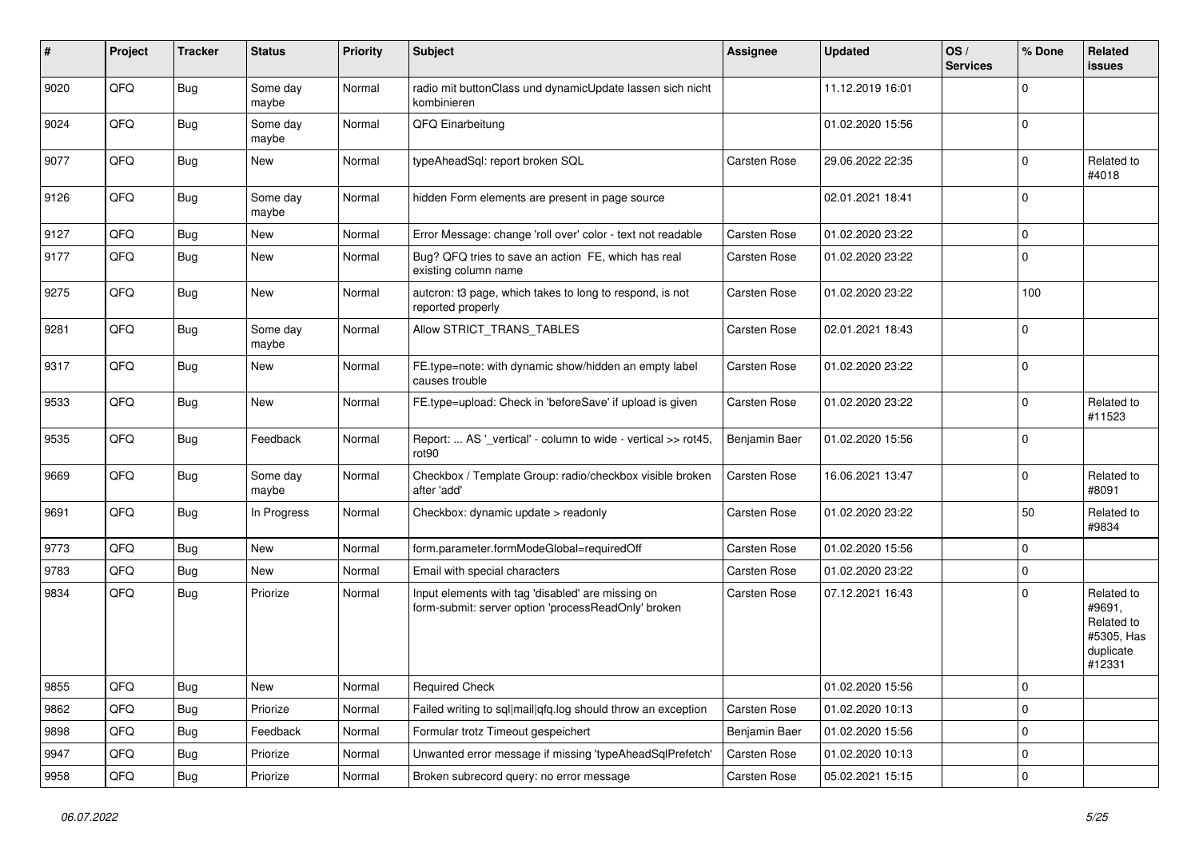| # | Project | Tracker | Status | Priority | Subject | Assignee | Updated | OS / Services | % Done | Related issues |
|---|---|---|---|---|---|---|---|---|---|---|
| 9020 | QFQ | Bug | Some day maybe | Normal | radio mit buttonClass und dynamicUpdate lassen sich nicht kombinieren | | 11.12.2019 16:01 | | 0 | |
| 9024 | QFQ | Bug | Some day maybe | Normal | QFQ Einarbeitung | | 01.02.2020 15:56 | | 0 | |
| 9077 | QFQ | Bug | New | Normal | typeAheadSql: report broken SQL | Carsten Rose | 29.06.2022 22:35 | | 0 | Related to #4018 |
| 9126 | QFQ | Bug | Some day maybe | Normal | hidden Form elements are present in page source | | 02.01.2021 18:41 | | 0 | |
| 9127 | QFQ | Bug | New | Normal | Error Message: change 'roll over' color - text not readable | Carsten Rose | 01.02.2020 23:22 | | 0 | |
| 9177 | QFQ | Bug | New | Normal | Bug? QFQ tries to save an action FE, which has real existing column name | Carsten Rose | 01.02.2020 23:22 | | 0 | |
| 9275 | QFQ | Bug | New | Normal | autcron: t3 page, which takes to long to respond, is not reported properly | Carsten Rose | 01.02.2020 23:22 | | 100 | |
| 9281 | QFQ | Bug | Some day maybe | Normal | Allow STRICT_TRANS_TABLES | Carsten Rose | 02.01.2021 18:43 | | 0 | |
| 9317 | QFQ | Bug | New | Normal | FE.type=note: with dynamic show/hidden an empty label causes trouble | Carsten Rose | 01.02.2020 23:22 | | 0 | |
| 9533 | QFQ | Bug | New | Normal | FE.type=upload: Check in 'beforeSave' if upload is given | Carsten Rose | 01.02.2020 23:22 | | 0 | Related to #11523 |
| 9535 | QFQ | Bug | Feedback | Normal | Report: ... AS '_vertical' - column to wide - vertical >> rot45, rot90 | Benjamin Baer | 01.02.2020 15:56 | | 0 | |
| 9669 | QFQ | Bug | Some day maybe | Normal | Checkbox / Template Group: radio/checkbox visible broken after 'add' | Carsten Rose | 16.06.2021 13:47 | | 0 | Related to #8091 |
| 9691 | QFQ | Bug | In Progress | Normal | Checkbox: dynamic update > readonly | Carsten Rose | 01.02.2020 23:22 | | 50 | Related to #9834 |
| 9773 | QFQ | Bug | New | Normal | form.parameter.formModeGlobal=requiredOff | Carsten Rose | 01.02.2020 15:56 | | 0 | |
| 9783 | QFQ | Bug | New | Normal | Email with special characters | Carsten Rose | 01.02.2020 23:22 | | 0 | |
| 9834 | QFQ | Bug | Priorize | Normal | Input elements with tag 'disabled' are missing on form-submit: server option 'processReadOnly' broken | Carsten Rose | 07.12.2021 16:43 | | 0 | Related to #9691, Related to #5305, Has duplicate #12331 |
| 9855 | QFQ | Bug | New | Normal | Required Check | | 01.02.2020 15:56 | | 0 | |
| 9862 | QFQ | Bug | Priorize | Normal | Failed writing to sql\|mail\|qfq.log should throw an exception | Carsten Rose | 01.02.2020 10:13 | | 0 | |
| 9898 | QFQ | Bug | Feedback | Normal | Formular trotz Timeout gespeichert | Benjamin Baer | 01.02.2020 15:56 | | 0 | |
| 9947 | QFQ | Bug | Priorize | Normal | Unwanted error message if missing 'typeAheadSqlPrefetch' | Carsten Rose | 01.02.2020 10:13 | | 0 | |
| 9958 | QFQ | Bug | Priorize | Normal | Broken subrecord query: no error message | Carsten Rose | 05.02.2021 15:15 | | 0 | |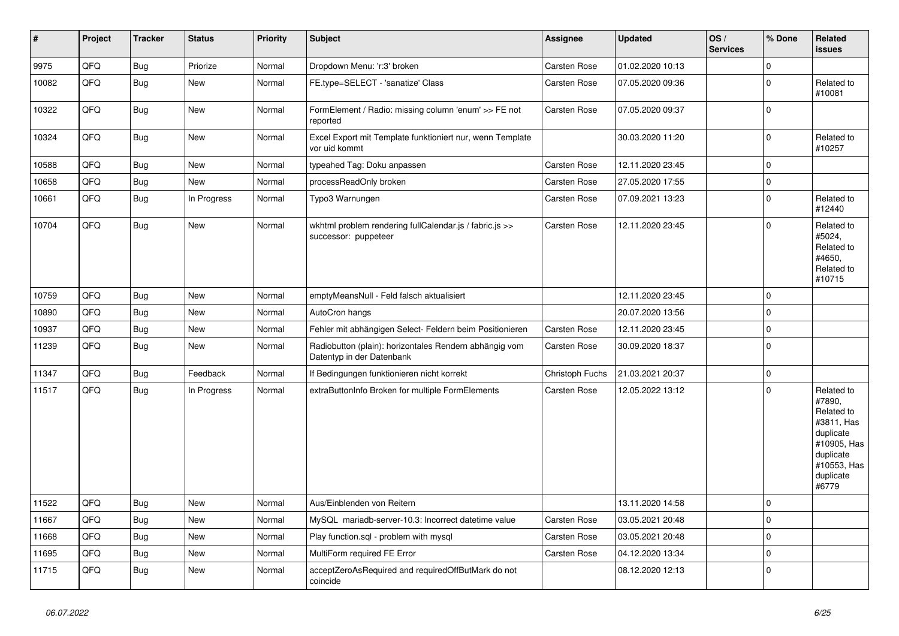| # | Project | Tracker | Status | Priority | Subject | Assignee | Updated | OS / Services | % Done | Related issues |
|---|---|---|---|---|---|---|---|---|---|---|
| 9975 | QFQ | Bug | Priorize | Normal | Dropdown Menu: 'r:3' broken | Carsten Rose | 01.02.2020 10:13 | | 0 | |
| 10082 | QFQ | Bug | New | Normal | FE.type=SELECT - 'sanatize' Class | Carsten Rose | 07.05.2020 09:36 | | 0 | Related to #10081 |
| 10322 | QFQ | Bug | New | Normal | FormElement / Radio: missing column 'enum' >> FE not reported | Carsten Rose | 07.05.2020 09:37 | | 0 | |
| 10324 | QFQ | Bug | New | Normal | Excel Export mit Template funktioniert nur, wenn Template vor uid kommt | | 30.03.2020 11:20 | | 0 | Related to #10257 |
| 10588 | QFQ | Bug | New | Normal | typeahed Tag: Doku anpassen | Carsten Rose | 12.11.2020 23:45 | | 0 | |
| 10658 | QFQ | Bug | New | Normal | processReadOnly broken | Carsten Rose | 27.05.2020 17:55 | | 0 | |
| 10661 | QFQ | Bug | In Progress | Normal | Typo3 Warnungen | Carsten Rose | 07.09.2021 13:23 | | 0 | Related to #12440 |
| 10704 | QFQ | Bug | New | Normal | wkhtml problem rendering fullCalendar.js / fabric.js >> successor: puppeteer | Carsten Rose | 12.11.2020 23:45 | | 0 | Related to #5024, Related to #4650, Related to #10715 |
| 10759 | QFQ | Bug | New | Normal | emptyMeansNull - Feld falsch aktualisiert | | 12.11.2020 23:45 | | 0 | |
| 10890 | QFQ | Bug | New | Normal | AutoCron hangs | | 20.07.2020 13:56 | | 0 | |
| 10937 | QFQ | Bug | New | Normal | Fehler mit abhängigen Select- Feldern beim Positionieren | Carsten Rose | 12.11.2020 23:45 | | 0 | |
| 11239 | QFQ | Bug | New | Normal | Radiobutton (plain): horizontales Rendern abhängig vom Datentyp in der Datenbank | Carsten Rose | 30.09.2020 18:37 | | 0 | |
| 11347 | QFQ | Bug | Feedback | Normal | If Bedingungen funktionieren nicht korrekt | Christoph Fuchs | 21.03.2021 20:37 | | 0 | |
| 11517 | QFQ | Bug | In Progress | Normal | extraButtonInfo Broken for multiple FormElements | Carsten Rose | 12.05.2022 13:12 | | 0 | Related to #7890, Related to #3811, Has duplicate #10905, Has duplicate #10553, Has duplicate #6779 |
| 11522 | QFQ | Bug | New | Normal | Aus/Einblenden von Reitern | | 13.11.2020 14:58 | | 0 | |
| 11667 | QFQ | Bug | New | Normal | MySQL mariadb-server-10.3: Incorrect datetime value | Carsten Rose | 03.05.2021 20:48 | | 0 | |
| 11668 | QFQ | Bug | New | Normal | Play function.sql - problem with mysql | Carsten Rose | 03.05.2021 20:48 | | 0 | |
| 11695 | QFQ | Bug | New | Normal | MultiForm required FE Error | Carsten Rose | 04.12.2020 13:34 | | 0 | |
| 11715 | QFQ | Bug | New | Normal | acceptZeroAsRequired and requiredOffButMark do not coincide | | 08.12.2020 12:13 | | 0 | |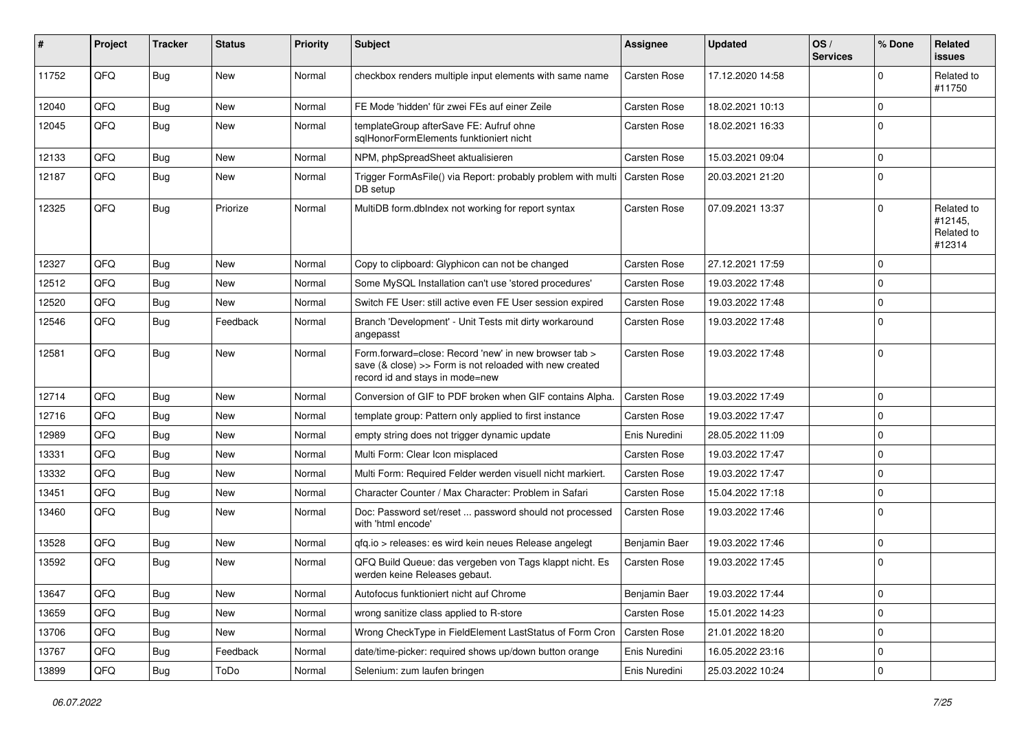| # | Project | Tracker | Status | Priority | Subject | Assignee | Updated | OS / Services | % Done | Related issues |
|---|---|---|---|---|---|---|---|---|---|---|
| 11752 | QFQ | Bug | New | Normal | checkbox renders multiple input elements with same name | Carsten Rose | 17.12.2020 14:58 | | 0 | Related to #11750 |
| 12040 | QFQ | Bug | New | Normal | FE Mode 'hidden' für zwei FEs auf einer Zeile | Carsten Rose | 18.02.2021 10:13 | | 0 | |
| 12045 | QFQ | Bug | New | Normal | templateGroup afterSave FE: Aufruf ohne sqlHonorFormElements funktioniert nicht | Carsten Rose | 18.02.2021 16:33 | | 0 | |
| 12133 | QFQ | Bug | New | Normal | NPM, phpSpreadSheet aktualisieren | Carsten Rose | 15.03.2021 09:04 | | 0 | |
| 12187 | QFQ | Bug | New | Normal | Trigger FormAsFile() via Report: probably problem with multi DB setup | Carsten Rose | 20.03.2021 21:20 | | 0 | |
| 12325 | QFQ | Bug | Priorize | Normal | MultiDB form.dbIndex not working for report syntax | Carsten Rose | 07.09.2021 13:37 | | 0 | Related to #12145, Related to #12314 |
| 12327 | QFQ | Bug | New | Normal | Copy to clipboard: Glyphicon can not be changed | Carsten Rose | 27.12.2021 17:59 | | 0 | |
| 12512 | QFQ | Bug | New | Normal | Some MySQL Installation can't use 'stored procedures' | Carsten Rose | 19.03.2022 17:48 | | 0 | |
| 12520 | QFQ | Bug | New | Normal | Switch FE User: still active even FE User session expired | Carsten Rose | 19.03.2022 17:48 | | 0 | |
| 12546 | QFQ | Bug | Feedback | Normal | Branch 'Development' - Unit Tests mit dirty workaround angepasst | Carsten Rose | 19.03.2022 17:48 | | 0 | |
| 12581 | QFQ | Bug | New | Normal | Form.forward=close: Record 'new' in new browser tab > save (& close) >> Form is not reloaded with new created record id and stays in mode=new | Carsten Rose | 19.03.2022 17:48 | | 0 | |
| 12714 | QFQ | Bug | New | Normal | Conversion of GIF to PDF broken when GIF contains Alpha. | Carsten Rose | 19.03.2022 17:49 | | 0 | |
| 12716 | QFQ | Bug | New | Normal | template group: Pattern only applied to first instance | Carsten Rose | 19.03.2022 17:47 | | 0 | |
| 12989 | QFQ | Bug | New | Normal | empty string does not trigger dynamic update | Enis Nuredini | 28.05.2022 11:09 | | 0 | |
| 13331 | QFQ | Bug | New | Normal | Multi Form: Clear Icon misplaced | Carsten Rose | 19.03.2022 17:47 | | 0 | |
| 13332 | QFQ | Bug | New | Normal | Multi Form: Required Felder werden visuell nicht markiert. | Carsten Rose | 19.03.2022 17:47 | | 0 | |
| 13451 | QFQ | Bug | New | Normal | Character Counter / Max Character: Problem in Safari | Carsten Rose | 15.04.2022 17:18 | | 0 | |
| 13460 | QFQ | Bug | New | Normal | Doc: Password set/reset ... password should not processed with 'html encode' | Carsten Rose | 19.03.2022 17:46 | | 0 | |
| 13528 | QFQ | Bug | New | Normal | qfq.io > releases: es wird kein neues Release angelegt | Benjamin Baer | 19.03.2022 17:46 | | 0 | |
| 13592 | QFQ | Bug | New | Normal | QFQ Build Queue: das vergeben von Tags klappt nicht. Es werden keine Releases gebaut. | Carsten Rose | 19.03.2022 17:45 | | 0 | |
| 13647 | QFQ | Bug | New | Normal | Autofocus funktioniert nicht auf Chrome | Benjamin Baer | 19.03.2022 17:44 | | 0 | |
| 13659 | QFQ | Bug | New | Normal | wrong sanitize class applied to R-store | Carsten Rose | 15.01.2022 14:23 | | 0 | |
| 13706 | QFQ | Bug | New | Normal | Wrong CheckType in FieldElement LastStatus of Form Cron | Carsten Rose | 21.01.2022 18:20 | | 0 | |
| 13767 | QFQ | Bug | Feedback | Normal | date/time-picker: required shows up/down button orange | Enis Nuredini | 16.05.2022 23:16 | | 0 | |
| 13899 | QFQ | Bug | ToDo | Normal | Selenium: zum laufen bringen | Enis Nuredini | 25.03.2022 10:24 | | 0 | |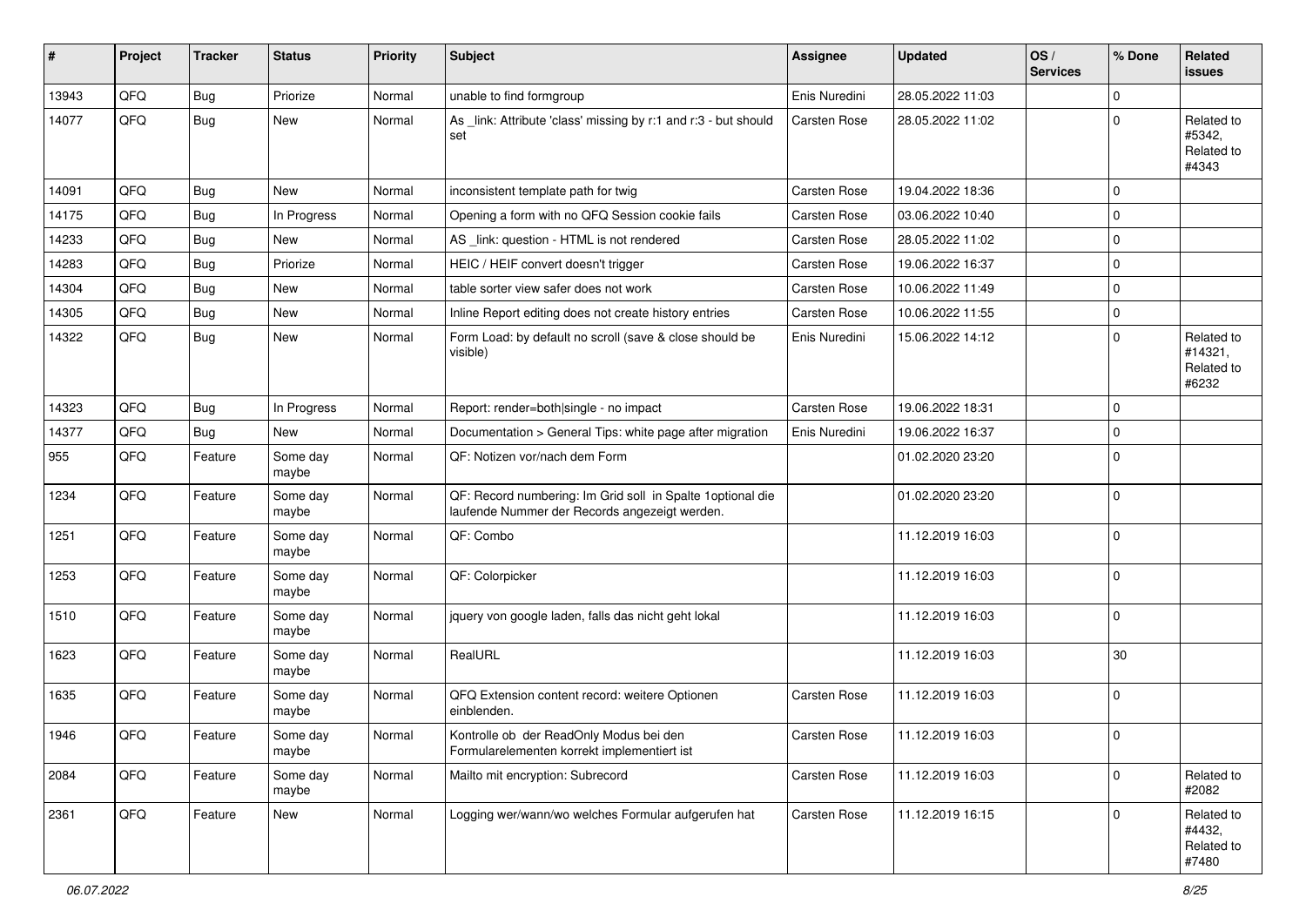| # | Project | Tracker | Status | Priority | Subject | Assignee | Updated | OS / Services | % Done | Related issues |
|---|---|---|---|---|---|---|---|---|---|---|
| 13943 | QFQ | Bug | Priorize | Normal | unable to find formgroup | Enis Nuredini | 28.05.2022 11:03 | | 0 | |
| 14077 | QFQ | Bug | New | Normal | As _link: Attribute 'class' missing by r:1 and r:3 - but should set | Carsten Rose | 28.05.2022 11:02 | | 0 | Related to #5342, Related to #4343 |
| 14091 | QFQ | Bug | New | Normal | inconsistent template path for twig | Carsten Rose | 19.04.2022 18:36 | | 0 | |
| 14175 | QFQ | Bug | In Progress | Normal | Opening a form with no QFQ Session cookie fails | Carsten Rose | 03.06.2022 10:40 | | 0 | |
| 14233 | QFQ | Bug | New | Normal | AS _link: question - HTML is not rendered | Carsten Rose | 28.05.2022 11:02 | | 0 | |
| 14283 | QFQ | Bug | Priorize | Normal | HEIC / HEIF convert doesn't trigger | Carsten Rose | 19.06.2022 16:37 | | 0 | |
| 14304 | QFQ | Bug | New | Normal | table sorter view safer does not work | Carsten Rose | 10.06.2022 11:49 | | 0 | |
| 14305 | QFQ | Bug | New | Normal | Inline Report editing does not create history entries | Carsten Rose | 10.06.2022 11:55 | | 0 | |
| 14322 | QFQ | Bug | New | Normal | Form Load: by default no scroll (save & close should be visible) | Enis Nuredini | 15.06.2022 14:12 | | 0 | Related to #14321, Related to #6232 |
| 14323 | QFQ | Bug | In Progress | Normal | Report: render=both\|single - no impact | Carsten Rose | 19.06.2022 18:31 | | 0 | |
| 14377 | QFQ | Bug | New | Normal | Documentation > General Tips: white page after migration | Enis Nuredini | 19.06.2022 16:37 | | 0 | |
| 955 | QFQ | Feature | Some day maybe | Normal | QF: Notizen vor/nach dem Form | | 01.02.2020 23:20 | | 0 | |
| 1234 | QFQ | Feature | Some day maybe | Normal | QF: Record numbering: Im Grid soll in Spalte 1optional die laufende Nummer der Records angezeigt werden. | | 01.02.2020 23:20 | | 0 | |
| 1251 | QFQ | Feature | Some day maybe | Normal | QF: Combo | | 11.12.2019 16:03 | | 0 | |
| 1253 | QFQ | Feature | Some day maybe | Normal | QF: Colorpicker | | 11.12.2019 16:03 | | 0 | |
| 1510 | QFQ | Feature | Some day maybe | Normal | jquery von google laden, falls das nicht geht lokal | | 11.12.2019 16:03 | | 0 | |
| 1623 | QFQ | Feature | Some day maybe | Normal | RealURL | | 11.12.2019 16:03 | | 30 | |
| 1635 | QFQ | Feature | Some day maybe | Normal | QFQ Extension content record: weitere Optionen einblenden. | Carsten Rose | 11.12.2019 16:03 | | 0 | |
| 1946 | QFQ | Feature | Some day maybe | Normal | Kontrolle ob der ReadOnly Modus bei den Formularelementen korrekt implementiert ist | Carsten Rose | 11.12.2019 16:03 | | 0 | |
| 2084 | QFQ | Feature | Some day maybe | Normal | Mailto mit encryption: Subrecord | Carsten Rose | 11.12.2019 16:03 | | 0 | Related to #2082 |
| 2361 | QFQ | Feature | New | Normal | Logging wer/wann/wo welches Formular aufgerufen hat | Carsten Rose | 11.12.2019 16:15 | | 0 | Related to #4432, Related to #7480 |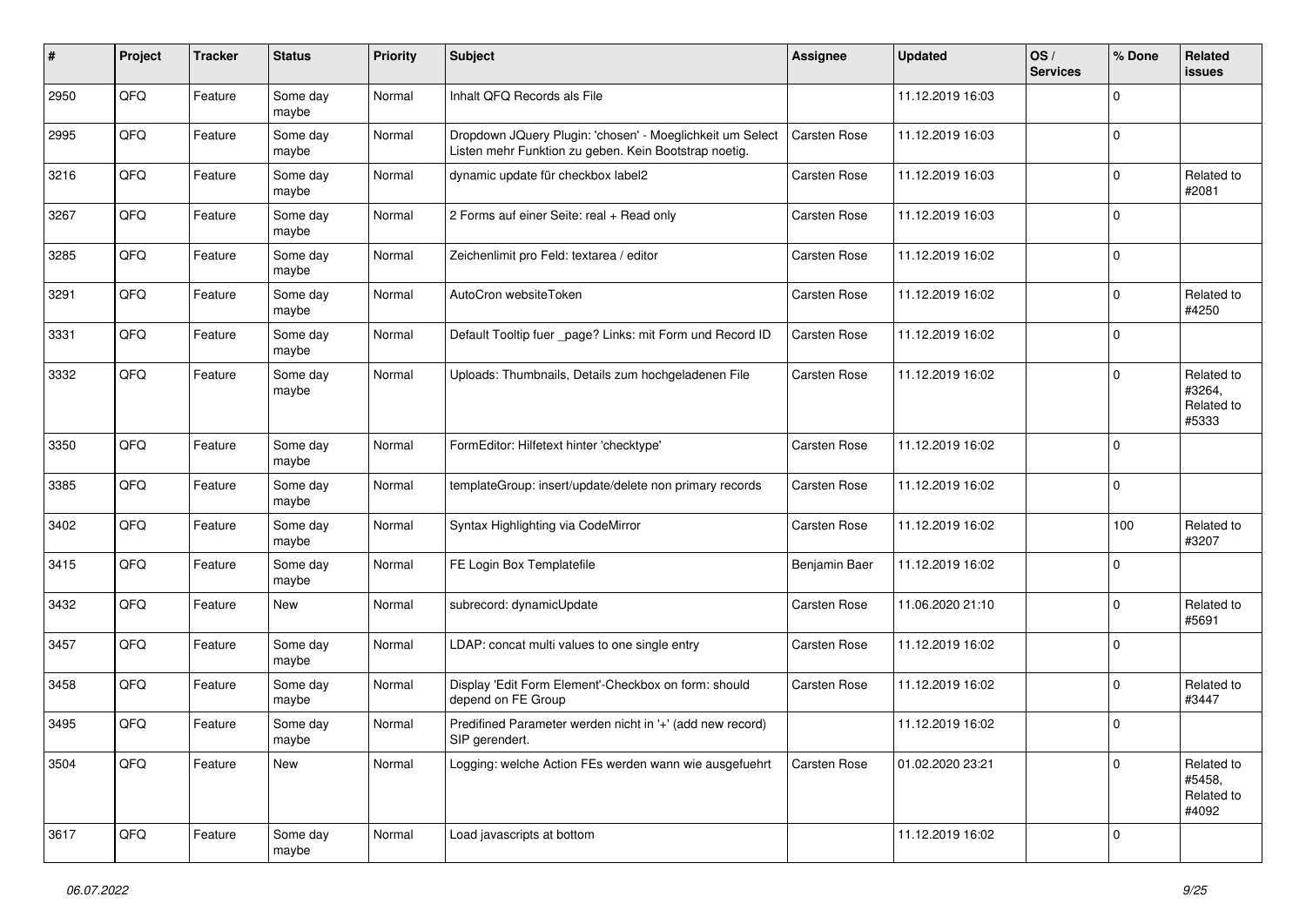| # | Project | Tracker | Status | Priority | Subject | Assignee | Updated | OS / Services | % Done | Related issues |
|---|---|---|---|---|---|---|---|---|---|---|
| 2950 | QFQ | Feature | Some day maybe | Normal | Inhalt QFQ Records als File | | 11.12.2019 16:03 | | 0 | |
| 2995 | QFQ | Feature | Some day maybe | Normal | Dropdown JQuery Plugin: 'chosen' - Moeglichkeit um Select Listen mehr Funktion zu geben. Kein Bootstrap noetig. | Carsten Rose | 11.12.2019 16:03 | | 0 | |
| 3216 | QFQ | Feature | Some day maybe | Normal | dynamic update für checkbox label2 | Carsten Rose | 11.12.2019 16:03 | | 0 | Related to #2081 |
| 3267 | QFQ | Feature | Some day maybe | Normal | 2 Forms auf einer Seite: real + Read only | Carsten Rose | 11.12.2019 16:03 | | 0 | |
| 3285 | QFQ | Feature | Some day maybe | Normal | Zeichenlimit pro Feld: textarea / editor | Carsten Rose | 11.12.2019 16:02 | | 0 | |
| 3291 | QFQ | Feature | Some day maybe | Normal | AutoCron websiteToken | Carsten Rose | 11.12.2019 16:02 | | 0 | Related to #4250 |
| 3331 | QFQ | Feature | Some day maybe | Normal | Default Tooltip fuer _page? Links: mit Form und Record ID | Carsten Rose | 11.12.2019 16:02 | | 0 | |
| 3332 | QFQ | Feature | Some day maybe | Normal | Uploads: Thumbnails, Details zum hochgeladenen File | Carsten Rose | 11.12.2019 16:02 | | 0 | Related to #3264, Related to #5333 |
| 3350 | QFQ | Feature | Some day maybe | Normal | FormEditor: Hilfetext hinter 'checktype' | Carsten Rose | 11.12.2019 16:02 | | 0 | |
| 3385 | QFQ | Feature | Some day maybe | Normal | templateGroup: insert/update/delete non primary records | Carsten Rose | 11.12.2019 16:02 | | 0 | |
| 3402 | QFQ | Feature | Some day maybe | Normal | Syntax Highlighting via CodeMirror | Carsten Rose | 11.12.2019 16:02 | | 100 | Related to #3207 |
| 3415 | QFQ | Feature | Some day maybe | Normal | FE Login Box Templatefile | Benjamin Baer | 11.12.2019 16:02 | | 0 | |
| 3432 | QFQ | Feature | New | Normal | subrecord: dynamicUpdate | Carsten Rose | 11.06.2020 21:10 | | 0 | Related to #5691 |
| 3457 | QFQ | Feature | Some day maybe | Normal | LDAP: concat multi values to one single entry | Carsten Rose | 11.12.2019 16:02 | | 0 | |
| 3458 | QFQ | Feature | Some day maybe | Normal | Display 'Edit Form Element'-Checkbox on form: should depend on FE Group | Carsten Rose | 11.12.2019 16:02 | | 0 | Related to #3447 |
| 3495 | QFQ | Feature | Some day maybe | Normal | Predifined Parameter werden nicht in '+' (add new record) SIP gerendert. | | 11.12.2019 16:02 | | 0 | |
| 3504 | QFQ | Feature | New | Normal | Logging: welche Action FEs werden wann wie ausgefuehrt | Carsten Rose | 01.02.2020 23:21 | | 0 | Related to #5458, Related to #4092 |
| 3617 | QFQ | Feature | Some day maybe | Normal | Load javascripts at bottom | | 11.12.2019 16:02 | | 0 | |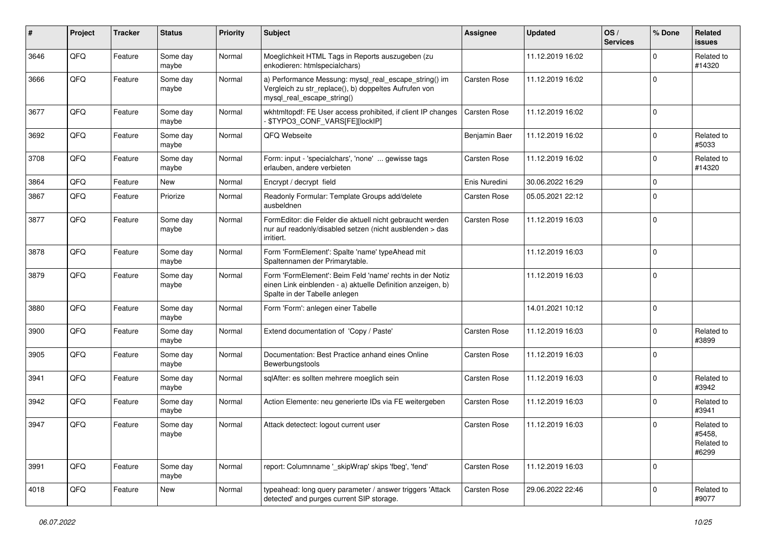| # | Project | Tracker | Status | Priority | Subject | Assignee | Updated | OS / Services | % Done | Related issues |
|---|---|---|---|---|---|---|---|---|---|---|
| 3646 | QFQ | Feature | Some day maybe | Normal | Moeglichkeit HTML Tags in Reports auszugeben (zu enkodieren: htmlspecialchars) | | 11.12.2019 16:02 | | 0 | Related to #14320 |
| 3666 | QFQ | Feature | Some day maybe | Normal | a) Performance Messung: mysql_real_escape_string() im Vergleich zu str_replace(), b) doppeltes Aufrufen von mysql_real_escape_string() | Carsten Rose | 11.12.2019 16:02 | | 0 | |
| 3677 | QFQ | Feature | Some day maybe | Normal | wkhtmltopdf: FE User access prohibited, if client IP changes - $TYPO3_CONF_VARS[FE][lockIP] | Carsten Rose | 11.12.2019 16:02 | | 0 | |
| 3692 | QFQ | Feature | Some day maybe | Normal | QFQ Webseite | Benjamin Baer | 11.12.2019 16:02 | | 0 | Related to #5033 |
| 3708 | QFQ | Feature | Some day maybe | Normal | Form: input - 'specialchars', 'none' ... gewisse tags erlauben, andere verbieten | Carsten Rose | 11.12.2019 16:02 | | 0 | Related to #14320 |
| 3864 | QFQ | Feature | New | Normal | Encrypt / decrypt field | Enis Nuredini | 30.06.2022 16:29 | | 0 | |
| 3867 | QFQ | Feature | Priorize | Normal | Readonly Formular: Template Groups add/delete ausbeldnen | Carsten Rose | 05.05.2021 22:12 | | 0 | |
| 3877 | QFQ | Feature | Some day maybe | Normal | FormEditor: die Felder die aktuell nicht gebraucht werden nur auf readonly/disabled setzen (nicht ausblenden > das irritiert. | Carsten Rose | 11.12.2019 16:03 | | 0 | |
| 3878 | QFQ | Feature | Some day maybe | Normal | Form 'FormElement': Spalte 'name' typeAhead mit Spaltennamen der Primarytable. | | 11.12.2019 16:03 | | 0 | |
| 3879 | QFQ | Feature | Some day maybe | Normal | Form 'FormElement': Beim Feld 'name' rechts in der Notiz einen Link einblenden - a) aktuelle Definition anzeigen, b) Spalte in der Tabelle anlegen | | 11.12.2019 16:03 | | 0 | |
| 3880 | QFQ | Feature | Some day maybe | Normal | Form 'Form': anlegen einer Tabelle | | 14.01.2021 10:12 | | 0 | |
| 3900 | QFQ | Feature | Some day maybe | Normal | Extend documentation of 'Copy / Paste' | Carsten Rose | 11.12.2019 16:03 | | 0 | Related to #3899 |
| 3905 | QFQ | Feature | Some day maybe | Normal | Documentation: Best Practice anhand eines Online Bewerbungstools | Carsten Rose | 11.12.2019 16:03 | | 0 | |
| 3941 | QFQ | Feature | Some day maybe | Normal | sqlAfter: es sollten mehrere moeglich sein | Carsten Rose | 11.12.2019 16:03 | | 0 | Related to #3942 |
| 3942 | QFQ | Feature | Some day maybe | Normal | Action Elemente: neu generierte IDs via FE weitergeben | Carsten Rose | 11.12.2019 16:03 | | 0 | Related to #3941 |
| 3947 | QFQ | Feature | Some day maybe | Normal | Attack detectect: logout current user | Carsten Rose | 11.12.2019 16:03 | | 0 | Related to #5458, Related to #6299 |
| 3991 | QFQ | Feature | Some day maybe | Normal | report: Columnname '_skipWrap' skips 'fbeg', 'fend' | Carsten Rose | 11.12.2019 16:03 | | 0 | |
| 4018 | QFQ | Feature | New | Normal | typeahead: long query parameter / answer triggers 'Attack detected' and purges current SIP storage. | Carsten Rose | 29.06.2022 22:46 | | 0 | Related to #9077 |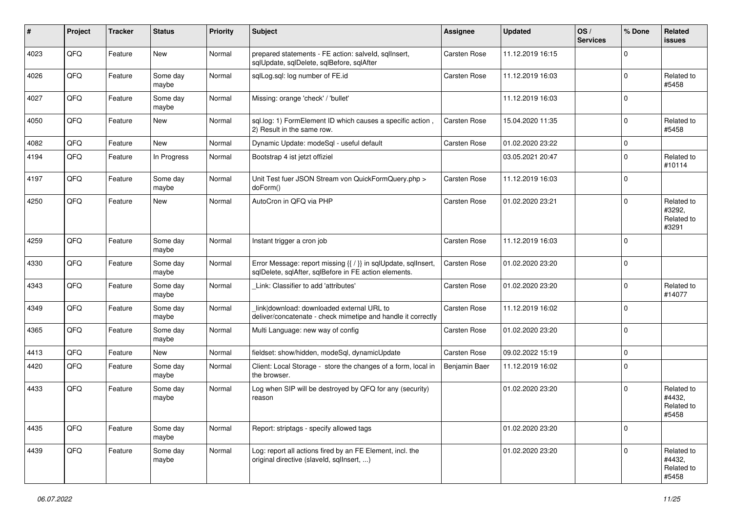| # | Project | Tracker | Status | Priority | Subject | Assignee | Updated | OS / Services | % Done | Related issues |
|---|---|---|---|---|---|---|---|---|---|---|
| 4023 | QFQ | Feature | New | Normal | prepared statements - FE action: salveld, sqlInsert, sqlUpdate, sqlDelete, sqlBefore, sqlAfter | Carsten Rose | 11.12.2019 16:15 | | 0 | |
| 4026 | QFQ | Feature | Some day maybe | Normal | sqlLog.sql: log number of FE.id | Carsten Rose | 11.12.2019 16:03 | | 0 | Related to #5458 |
| 4027 | QFQ | Feature | Some day maybe | Normal | Missing: orange 'check' / 'bullet' | | 11.12.2019 16:03 | | 0 | |
| 4050 | QFQ | Feature | New | Normal | sql.log: 1) FormElement ID which causes a specific action , 2) Result in the same row. | Carsten Rose | 15.04.2020 11:35 | | 0 | Related to #5458 |
| 4082 | QFQ | Feature | New | Normal | Dynamic Update: modeSql - useful default | Carsten Rose | 01.02.2020 23:22 | | 0 | |
| 4194 | QFQ | Feature | In Progress | Normal | Bootstrap 4 ist jetzt offiziel | | 03.05.2021 20:47 | | 0 | Related to #10114 |
| 4197 | QFQ | Feature | Some day maybe | Normal | Unit Test fuer JSON Stream von QuickFormQuery.php > doForm() | Carsten Rose | 11.12.2019 16:03 | | 0 | |
| 4250 | QFQ | Feature | New | Normal | AutoCron in QFQ via PHP | Carsten Rose | 01.02.2020 23:21 | | 0 | Related to #3292, Related to #3291 |
| 4259 | QFQ | Feature | Some day maybe | Normal | Instant trigger a cron job | Carsten Rose | 11.12.2019 16:03 | | 0 | |
| 4330 | QFQ | Feature | Some day maybe | Normal | Error Message: report missing {{ / }} in sqlUpdate, sqlInsert, sqlDelete, sqlAfter, sqlBefore in FE action elements. | Carsten Rose | 01.02.2020 23:20 | | 0 | |
| 4343 | QFQ | Feature | Some day maybe | Normal | _Link: Classifier to add 'attributes' | Carsten Rose | 01.02.2020 23:20 | | 0 | Related to #14077 |
| 4349 | QFQ | Feature | Some day maybe | Normal | _link\|download: downloaded external URL to deliver/concatenate - check mimetipe and handle it correctly | Carsten Rose | 11.12.2019 16:02 | | 0 | |
| 4365 | QFQ | Feature | Some day maybe | Normal | Multi Language: new way of config | Carsten Rose | 01.02.2020 23:20 | | 0 | |
| 4413 | QFQ | Feature | New | Normal | fieldset: show/hidden, modeSql, dynamicUpdate | Carsten Rose | 09.02.2022 15:19 | | 0 | |
| 4420 | QFQ | Feature | Some day maybe | Normal | Client: Local Storage - store the changes of a form, local in the browser. | Benjamin Baer | 11.12.2019 16:02 | | 0 | |
| 4433 | QFQ | Feature | Some day maybe | Normal | Log when SIP will be destroyed by QFQ for any (security) reason | | 01.02.2020 23:20 | | 0 | Related to #4432, Related to #5458 |
| 4435 | QFQ | Feature | Some day maybe | Normal | Report: striptags - specify allowed tags | | 01.02.2020 23:20 | | 0 | |
| 4439 | QFQ | Feature | Some day maybe | Normal | Log: report all actions fired by an FE Element, incl. the original directive (slaveld, sqlInsert, ...) | | 01.02.2020 23:20 | | 0 | Related to #4432, Related to #5458 |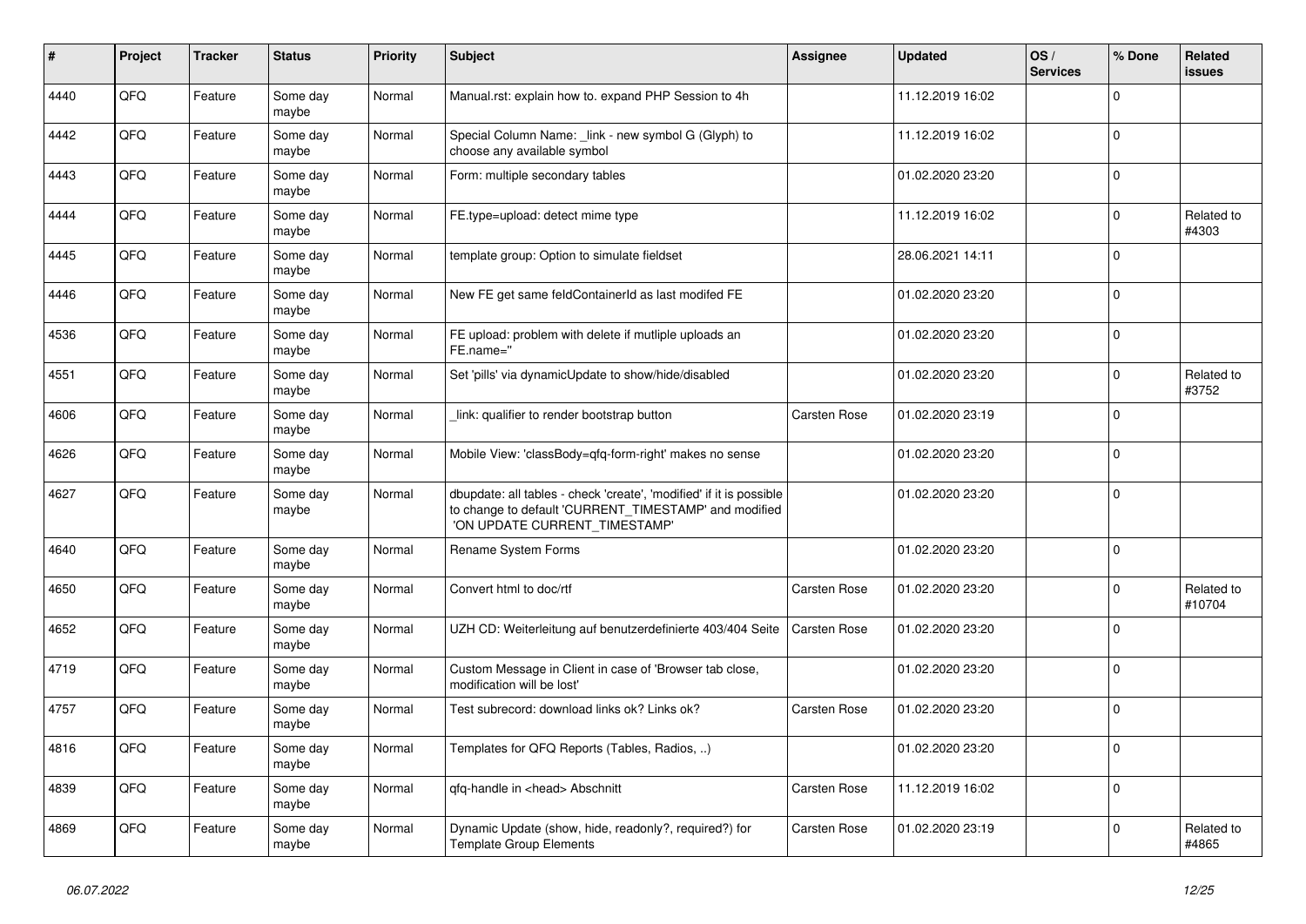| # | Project | Tracker | Status | Priority | Subject | Assignee | Updated | OS / Services | % Done | Related issues |
|---|---|---|---|---|---|---|---|---|---|---|
| 4440 | QFQ | Feature | Some day maybe | Normal | Manual.rst: explain how to. expand PHP Session to 4h | | 11.12.2019 16:02 | | 0 | |
| 4442 | QFQ | Feature | Some day maybe | Normal | Special Column Name: _link - new symbol G (Glyph) to choose any available symbol | | 11.12.2019 16:02 | | 0 | |
| 4443 | QFQ | Feature | Some day maybe | Normal | Form: multiple secondary tables | | 01.02.2020 23:20 | | 0 | |
| 4444 | QFQ | Feature | Some day maybe | Normal | FE.type=upload: detect mime type | | 11.12.2019 16:02 | | 0 | Related to #4303 |
| 4445 | QFQ | Feature | Some day maybe | Normal | template group: Option to simulate fieldset | | 28.06.2021 14:11 | | 0 | |
| 4446 | QFQ | Feature | Some day maybe | Normal | New FE get same feldContainerId as last modifed FE | | 01.02.2020 23:20 | | 0 | |
| 4536 | QFQ | Feature | Some day maybe | Normal | FE upload: problem with delete if mutliple uploads an FE.name='' | | 01.02.2020 23:20 | | 0 | |
| 4551 | QFQ | Feature | Some day maybe | Normal | Set 'pills' via dynamicUpdate to show/hide/disabled | | 01.02.2020 23:20 | | 0 | Related to #3752 |
| 4606 | QFQ | Feature | Some day maybe | Normal | _link: qualifier to render bootstrap button | Carsten Rose | 01.02.2020 23:19 | | 0 | |
| 4626 | QFQ | Feature | Some day maybe | Normal | Mobile View: 'classBody=qfq-form-right' makes no sense | | 01.02.2020 23:20 | | 0 | |
| 4627 | QFQ | Feature | Some day maybe | Normal | dbupdate: all tables - check 'create', 'modified' if it is possible to change to default 'CURRENT_TIMESTAMP' and modified 'ON UPDATE CURRENT_TIMESTAMP' | | 01.02.2020 23:20 | | 0 | |
| 4640 | QFQ | Feature | Some day maybe | Normal | Rename System Forms | | 01.02.2020 23:20 | | 0 | |
| 4650 | QFQ | Feature | Some day maybe | Normal | Convert html to doc/rtf | Carsten Rose | 01.02.2020 23:20 | | 0 | Related to #10704 |
| 4652 | QFQ | Feature | Some day maybe | Normal | UZH CD: Weiterleitung auf benutzerdefinierte 403/404 Seite | Carsten Rose | 01.02.2020 23:20 | | 0 | |
| 4719 | QFQ | Feature | Some day maybe | Normal | Custom Message in Client in case of 'Browser tab close, modification will be lost' | | 01.02.2020 23:20 | | 0 | |
| 4757 | QFQ | Feature | Some day maybe | Normal | Test subrecord: download links ok? Links ok? | Carsten Rose | 01.02.2020 23:20 | | 0 | |
| 4816 | QFQ | Feature | Some day maybe | Normal | Templates for QFQ Reports (Tables, Radios, ..) | | 01.02.2020 23:20 | | 0 | |
| 4839 | QFQ | Feature | Some day maybe | Normal | qfq-handle in <head> Abschnitt | Carsten Rose | 11.12.2019 16:02 | | 0 | |
| 4869 | QFQ | Feature | Some day maybe | Normal | Dynamic Update (show, hide, readonly?, required?) for Template Group Elements | Carsten Rose | 01.02.2020 23:19 | | 0 | Related to #4865 |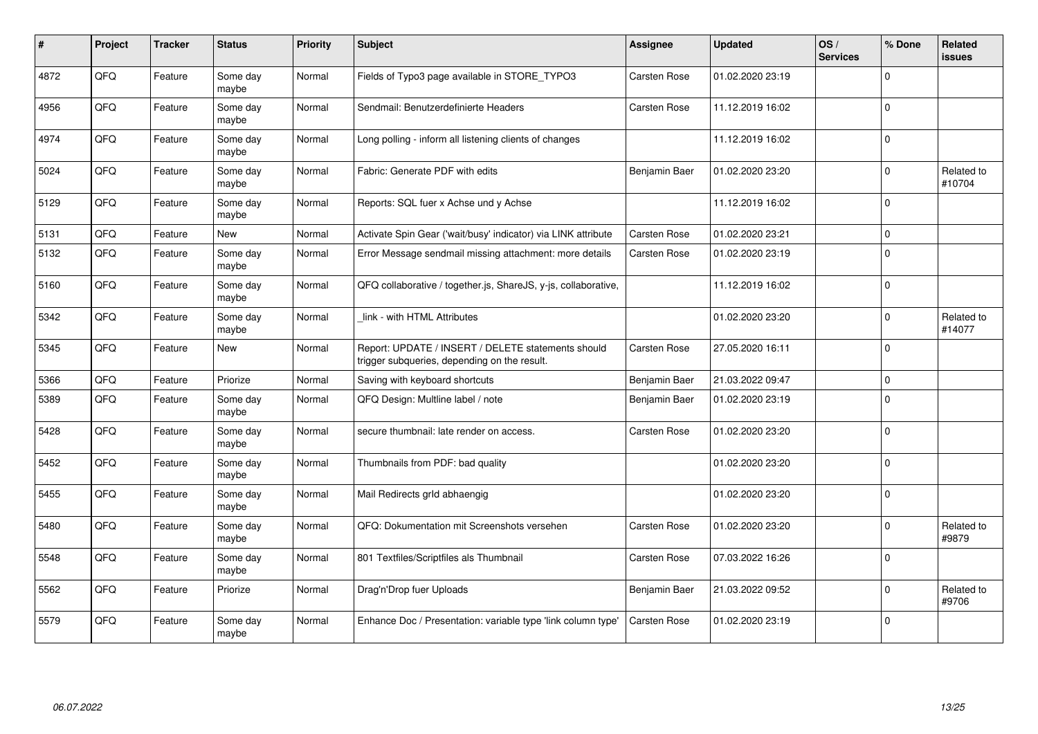| # | Project | Tracker | Status | Priority | Subject | Assignee | Updated | OS / Services | % Done | Related issues |
|---|---|---|---|---|---|---|---|---|---|---|
| 4872 | QFQ | Feature | Some day maybe | Normal | Fields of Typo3 page available in STORE_TYPO3 | Carsten Rose | 01.02.2020 23:19 | | 0 | |
| 4956 | QFQ | Feature | Some day maybe | Normal | Sendmail: Benutzerdefinierte Headers | Carsten Rose | 11.12.2019 16:02 | | 0 | |
| 4974 | QFQ | Feature | Some day maybe | Normal | Long polling - inform all listening clients of changes | | 11.12.2019 16:02 | | 0 | |
| 5024 | QFQ | Feature | Some day maybe | Normal | Fabric: Generate PDF with edits | Benjamin Baer | 01.02.2020 23:20 | | 0 | Related to #10704 |
| 5129 | QFQ | Feature | Some day maybe | Normal | Reports: SQL fuer x Achse und y Achse | | 11.12.2019 16:02 | | 0 | |
| 5131 | QFQ | Feature | New | Normal | Activate Spin Gear ('wait/busy' indicator) via LINK attribute | Carsten Rose | 01.02.2020 23:21 | | 0 | |
| 5132 | QFQ | Feature | Some day maybe | Normal | Error Message sendmail missing attachment: more details | Carsten Rose | 01.02.2020 23:19 | | 0 | |
| 5160 | QFQ | Feature | Some day maybe | Normal | QFQ collaborative / together.js, ShareJS, y-js, collaborative, | | 11.12.2019 16:02 | | 0 | |
| 5342 | QFQ | Feature | Some day maybe | Normal | _link - with HTML Attributes | | 01.02.2020 23:20 | | 0 | Related to #14077 |
| 5345 | QFQ | Feature | New | Normal | Report: UPDATE / INSERT / DELETE statements should trigger subqueries, depending on the result. | Carsten Rose | 27.05.2020 16:11 | | 0 | |
| 5366 | QFQ | Feature | Priorize | Normal | Saving with keyboard shortcuts | Benjamin Baer | 21.03.2022 09:47 | | 0 | |
| 5389 | QFQ | Feature | Some day maybe | Normal | QFQ Design: Multline label / note | Benjamin Baer | 01.02.2020 23:19 | | 0 | |
| 5428 | QFQ | Feature | Some day maybe | Normal | secure thumbnail: late render on access. | Carsten Rose | 01.02.2020 23:20 | | 0 | |
| 5452 | QFQ | Feature | Some day maybe | Normal | Thumbnails from PDF: bad quality | | 01.02.2020 23:20 | | 0 | |
| 5455 | QFQ | Feature | Some day maybe | Normal | Mail Redirects grId abhaengig | | 01.02.2020 23:20 | | 0 | |
| 5480 | QFQ | Feature | Some day maybe | Normal | QFQ: Dokumentation mit Screenshots versehen | Carsten Rose | 01.02.2020 23:20 | | 0 | Related to #9879 |
| 5548 | QFQ | Feature | Some day maybe | Normal | 801 Textfiles/Scriptfiles als Thumbnail | Carsten Rose | 07.03.2022 16:26 | | 0 | |
| 5562 | QFQ | Feature | Priorize | Normal | Drag'n'Drop fuer Uploads | Benjamin Baer | 21.03.2022 09:52 | | 0 | Related to #9706 |
| 5579 | QFQ | Feature | Some day maybe | Normal | Enhance Doc / Presentation: variable type 'link column type' | Carsten Rose | 01.02.2020 23:19 | | 0 | |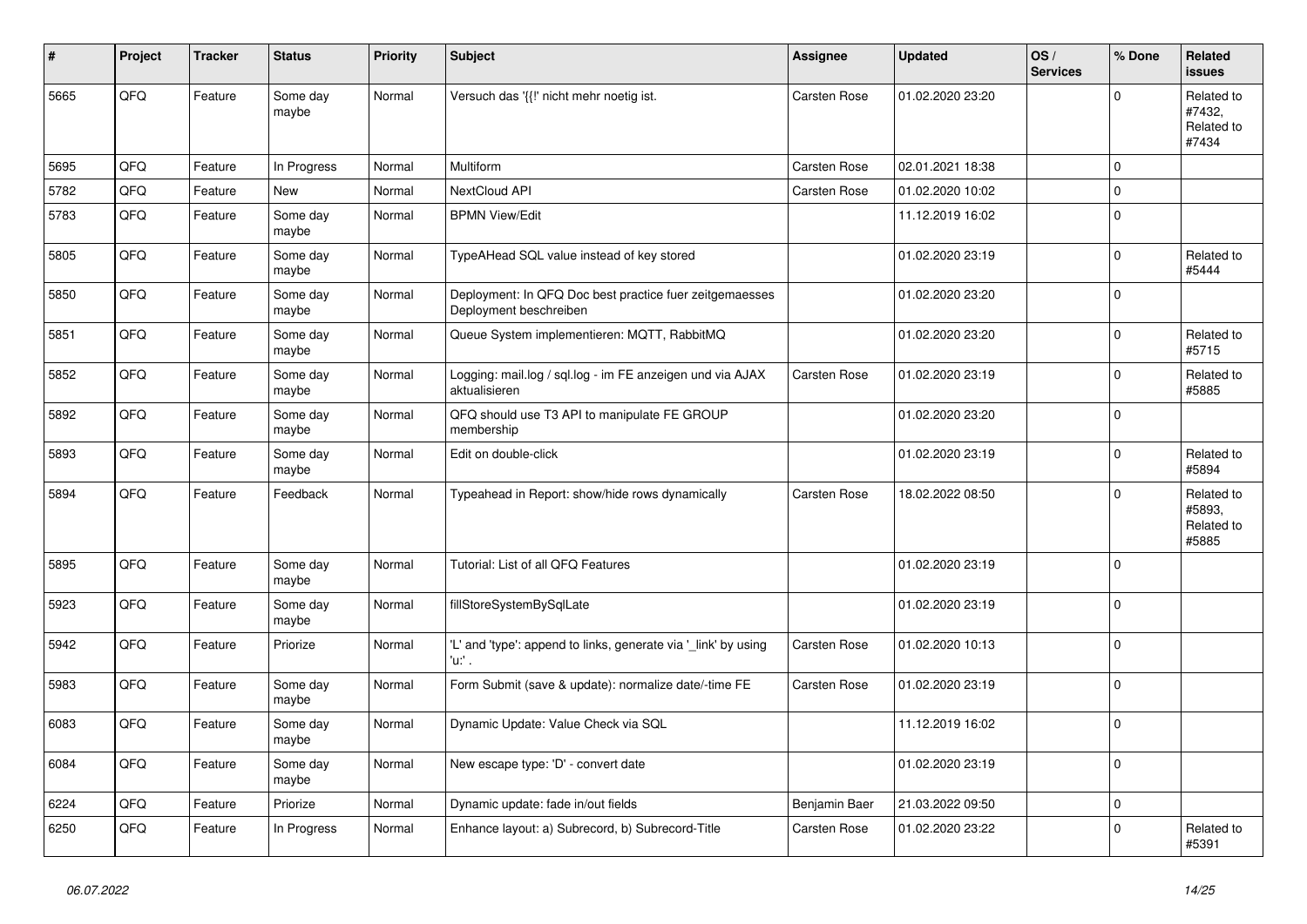| # | Project | Tracker | Status | Priority | Subject | Assignee | Updated | OS / Services | % Done | Related issues |
|---|---|---|---|---|---|---|---|---|---|---|
| 5665 | QFQ | Feature | Some day maybe | Normal | Versuch das '{{!' nicht mehr noetig ist. | Carsten Rose | 01.02.2020 23:20 | | 0 | Related to #7432, Related to #7434 |
| 5695 | QFQ | Feature | In Progress | Normal | Multiform | Carsten Rose | 02.01.2021 18:38 | | 0 | |
| 5782 | QFQ | Feature | New | Normal | NextCloud API | Carsten Rose | 01.02.2020 10:02 | | 0 | |
| 5783 | QFQ | Feature | Some day maybe | Normal | BPMN View/Edit | | 11.12.2019 16:02 | | 0 | |
| 5805 | QFQ | Feature | Some day maybe | Normal | TypeAHead SQL value instead of key stored | | 01.02.2020 23:19 | | 0 | Related to #5444 |
| 5850 | QFQ | Feature | Some day maybe | Normal | Deployment: In QFQ Doc best practice fuer zeitgemaesses Deployment beschreiben | | 01.02.2020 23:20 | | 0 | |
| 5851 | QFQ | Feature | Some day maybe | Normal | Queue System implementieren: MQTT, RabbitMQ | | 01.02.2020 23:20 | | 0 | Related to #5715 |
| 5852 | QFQ | Feature | Some day maybe | Normal | Logging: mail.log / sql.log - im FE anzeigen und via AJAX aktualisieren | Carsten Rose | 01.02.2020 23:19 | | 0 | Related to #5885 |
| 5892 | QFQ | Feature | Some day maybe | Normal | QFQ should use T3 API to manipulate FE GROUP membership | | 01.02.2020 23:20 | | 0 | |
| 5893 | QFQ | Feature | Some day maybe | Normal | Edit on double-click | | 01.02.2020 23:19 | | 0 | Related to #5894 |
| 5894 | QFQ | Feature | Feedback | Normal | Typeahead in Report: show/hide rows dynamically | Carsten Rose | 18.02.2022 08:50 | | 0 | Related to #5893, Related to #5885 |
| 5895 | QFQ | Feature | Some day maybe | Normal | Tutorial: List of all QFQ Features | | 01.02.2020 23:19 | | 0 | |
| 5923 | QFQ | Feature | Some day maybe | Normal | fillStoreSystemBySqlLate | | 01.02.2020 23:19 | | 0 | |
| 5942 | QFQ | Feature | Priorize | Normal | 'L' and 'type': append to links, generate via '_link' by using 'u:' . | Carsten Rose | 01.02.2020 10:13 | | 0 | |
| 5983 | QFQ | Feature | Some day maybe | Normal | Form Submit (save & update): normalize date/-time FE | Carsten Rose | 01.02.2020 23:19 | | 0 | |
| 6083 | QFQ | Feature | Some day maybe | Normal | Dynamic Update: Value Check via SQL | | 11.12.2019 16:02 | | 0 | |
| 6084 | QFQ | Feature | Some day maybe | Normal | New escape type: 'D' - convert date | | 01.02.2020 23:19 | | 0 | |
| 6224 | QFQ | Feature | Priorize | Normal | Dynamic update: fade in/out fields | Benjamin Baer | 21.03.2022 09:50 | | 0 | |
| 6250 | QFQ | Feature | In Progress | Normal | Enhance layout: a) Subrecord, b) Subrecord-Title | Carsten Rose | 01.02.2020 23:22 | | 0 | Related to #5391 |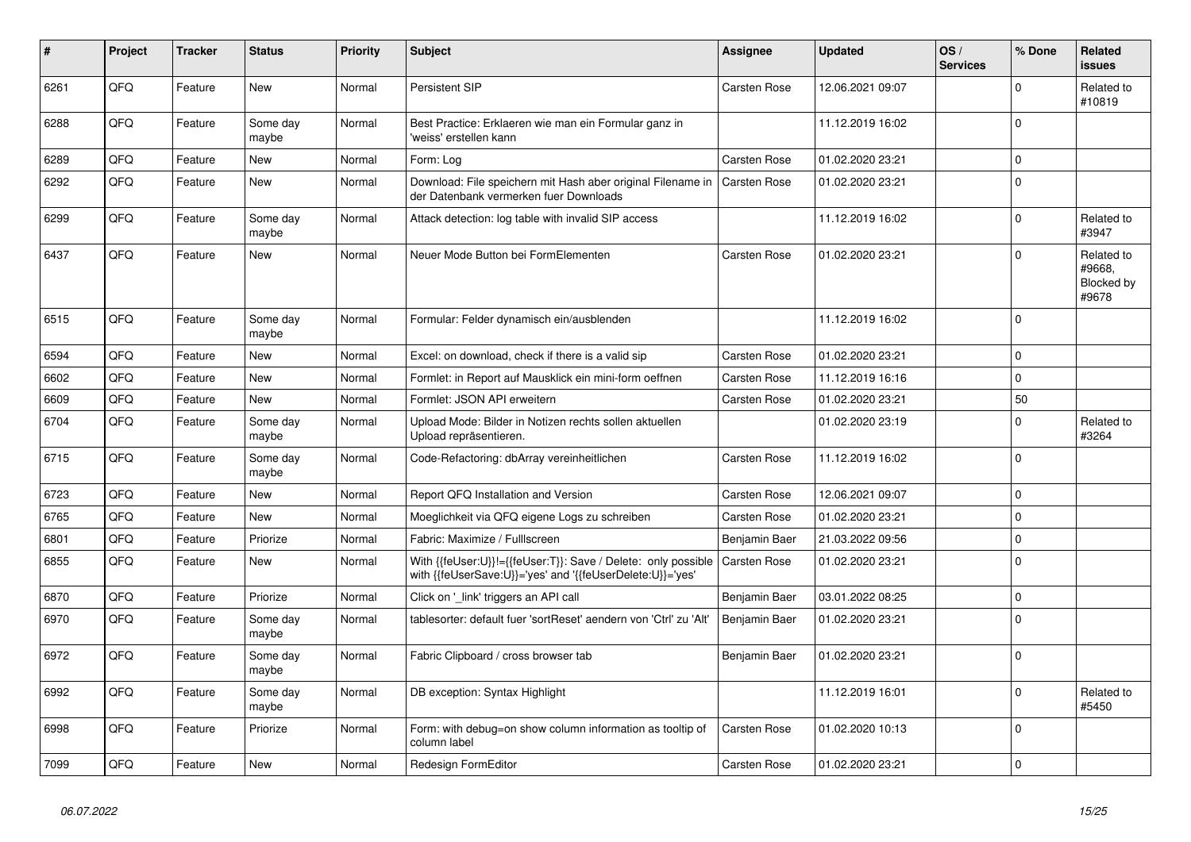| # | Project | Tracker | Status | Priority | Subject | Assignee | Updated | OS / Services | % Done | Related issues |
|---|---|---|---|---|---|---|---|---|---|---|
| 6261 | QFQ | Feature | New | Normal | Persistent SIP | Carsten Rose | 12.06.2021 09:07 | | 0 | Related to #10819 |
| 6288 | QFQ | Feature | Some day maybe | Normal | Best Practice: Erklaeren wie man ein Formular ganz in 'weiss' erstellen kann | | 11.12.2019 16:02 | | 0 | |
| 6289 | QFQ | Feature | New | Normal | Form: Log | Carsten Rose | 01.02.2020 23:21 | | 0 | |
| 6292 | QFQ | Feature | New | Normal | Download: File speichern mit Hash aber original Filename in der Datenbank vermerken fuer Downloads | Carsten Rose | 01.02.2020 23:21 | | 0 | |
| 6299 | QFQ | Feature | Some day maybe | Normal | Attack detection: log table with invalid SIP access | | 11.12.2019 16:02 | | 0 | Related to #3947 |
| 6437 | QFQ | Feature | New | Normal | Neuer Mode Button bei FormElementen | Carsten Rose | 01.02.2020 23:21 | | 0 | Related to #9668, Blocked by #9678 |
| 6515 | QFQ | Feature | Some day maybe | Normal | Formular: Felder dynamisch ein/ausblenden | | 11.12.2019 16:02 | | 0 | |
| 6594 | QFQ | Feature | New | Normal | Excel: on download, check if there is a valid sip | Carsten Rose | 01.02.2020 23:21 | | 0 | |
| 6602 | QFQ | Feature | New | Normal | Formlet: in Report auf Mausklick ein mini-form oeffnen | Carsten Rose | 11.12.2019 16:16 | | 0 | |
| 6609 | QFQ | Feature | New | Normal | Formlet: JSON API erweitern | Carsten Rose | 01.02.2020 23:21 | | 50 | |
| 6704 | QFQ | Feature | Some day maybe | Normal | Upload Mode: Bilder in Notizen rechts sollen aktuellen Upload repräsentieren. | | 01.02.2020 23:19 | | 0 | Related to #3264 |
| 6715 | QFQ | Feature | Some day maybe | Normal | Code-Refactoring: dbArray vereinheitlichen | Carsten Rose | 11.12.2019 16:02 | | 0 | |
| 6723 | QFQ | Feature | New | Normal | Report QFQ Installation and Version | Carsten Rose | 12.06.2021 09:07 | | 0 | |
| 6765 | QFQ | Feature | New | Normal | Moeglichkeit via QFQ eigene Logs zu schreiben | Carsten Rose | 01.02.2020 23:21 | | 0 | |
| 6801 | QFQ | Feature | Priorize | Normal | Fabric: Maximize / Fulllscreen | Benjamin Baer | 21.03.2022 09:56 | | 0 | |
| 6855 | QFQ | Feature | New | Normal | With {{feUser:U}}!={{feUser:T}}: Save / Delete: only possible with {{feUserSave:U}}='yes' and '{{feUserDelete:U}}='yes' | Carsten Rose | 01.02.2020 23:21 | | 0 | |
| 6870 | QFQ | Feature | Priorize | Normal | Click on '_link' triggers an API call | Benjamin Baer | 03.01.2022 08:25 | | 0 | |
| 6970 | QFQ | Feature | Some day maybe | Normal | tablesorter: default fuer 'sortReset' aendern von 'Ctrl' zu 'Alt' | Benjamin Baer | 01.02.2020 23:21 | | 0 | |
| 6972 | QFQ | Feature | Some day maybe | Normal | Fabric Clipboard / cross browser tab | Benjamin Baer | 01.02.2020 23:21 | | 0 | |
| 6992 | QFQ | Feature | Some day maybe | Normal | DB exception: Syntax Highlight | | 11.12.2019 16:01 | | 0 | Related to #5450 |
| 6998 | QFQ | Feature | Priorize | Normal | Form: with debug=on show column information as tooltip of column label | Carsten Rose | 01.02.2020 10:13 | | 0 | |
| 7099 | QFQ | Feature | New | Normal | Redesign FormEditor | Carsten Rose | 01.02.2020 23:21 | | 0 | |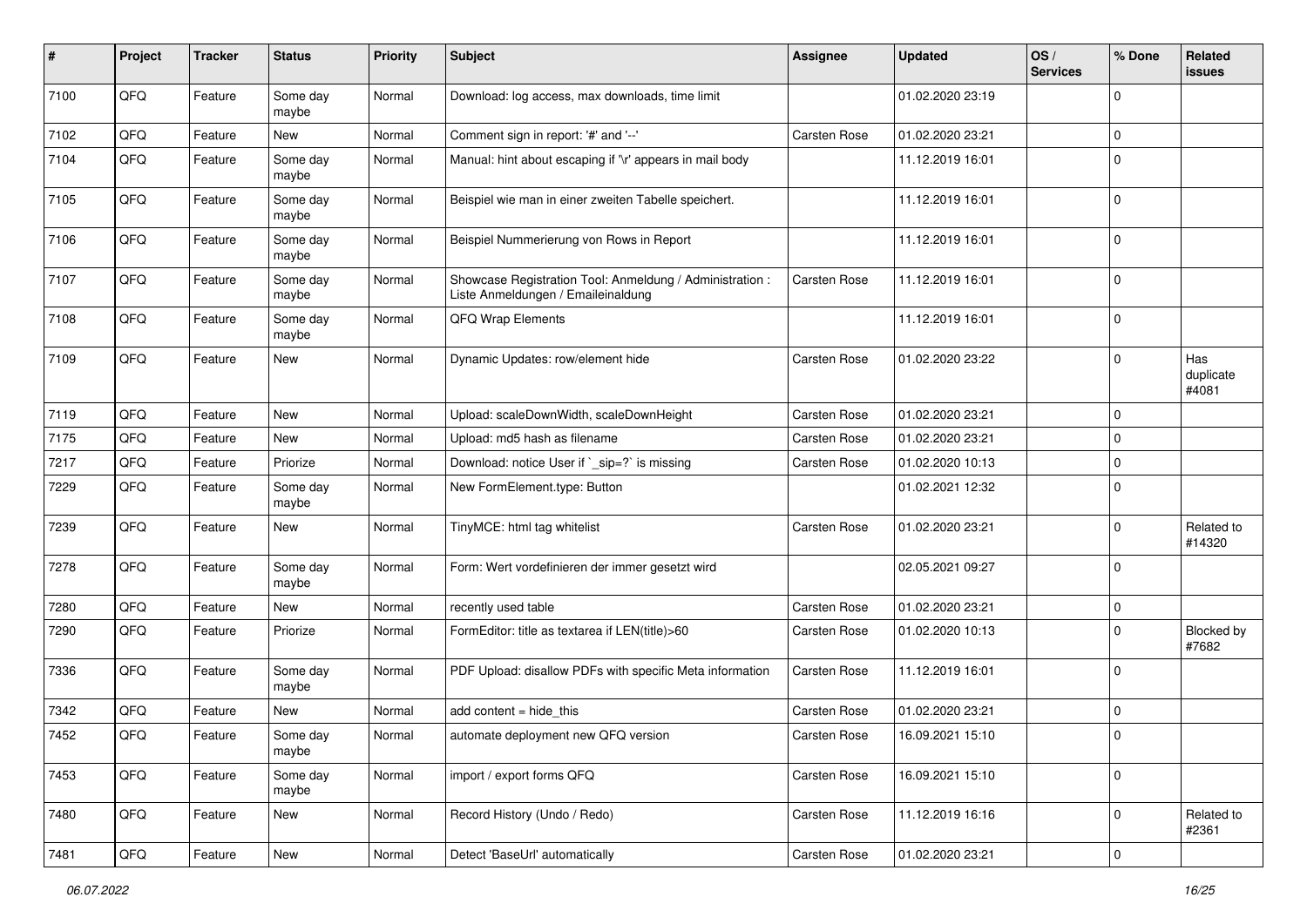| # | Project | Tracker | Status | Priority | Subject | Assignee | Updated | OS / Services | % Done | Related issues |
|---|---|---|---|---|---|---|---|---|---|---|
| 7100 | QFQ | Feature | Some day maybe | Normal | Download: log access, max downloads, time limit | | 01.02.2020 23:19 | | 0 | |
| 7102 | QFQ | Feature | New | Normal | Comment sign in report: '#' and '--' | Carsten Rose | 01.02.2020 23:21 | | 0 | |
| 7104 | QFQ | Feature | Some day maybe | Normal | Manual: hint about escaping if '\r' appears in mail body | | 11.12.2019 16:01 | | 0 | |
| 7105 | QFQ | Feature | Some day maybe | Normal | Beispiel wie man in einer zweiten Tabelle speichert. | | 11.12.2019 16:01 | | 0 | |
| 7106 | QFQ | Feature | Some day maybe | Normal | Beispiel Nummerierung von Rows in Report | | 11.12.2019 16:01 | | 0 | |
| 7107 | QFQ | Feature | Some day maybe | Normal | Showcase Registration Tool: Anmeldung / Administration : Liste Anmeldungen / Emaileinaldung | Carsten Rose | 11.12.2019 16:01 | | 0 | |
| 7108 | QFQ | Feature | Some day maybe | Normal | QFQ Wrap Elements | | 11.12.2019 16:01 | | 0 | |
| 7109 | QFQ | Feature | New | Normal | Dynamic Updates: row/element hide | Carsten Rose | 01.02.2020 23:22 | | 0 | Has duplicate #4081 |
| 7119 | QFQ | Feature | New | Normal | Upload: scaleDownWidth, scaleDownHeight | Carsten Rose | 01.02.2020 23:21 | | 0 | |
| 7175 | QFQ | Feature | New | Normal | Upload: md5 hash as filename | Carsten Rose | 01.02.2020 23:21 | | 0 | |
| 7217 | QFQ | Feature | Priorize | Normal | Download: notice User if `_sip=?` is missing | Carsten Rose | 01.02.2020 10:13 | | 0 | |
| 7229 | QFQ | Feature | Some day maybe | Normal | New FormElement.type: Button | | 01.02.2021 12:32 | | 0 | |
| 7239 | QFQ | Feature | New | Normal | TinyMCE: html tag whitelist | Carsten Rose | 01.02.2020 23:21 | | 0 | Related to #14320 |
| 7278 | QFQ | Feature | Some day maybe | Normal | Form: Wert vordefinieren der immer gesetzt wird | | 02.05.2021 09:27 | | 0 | |
| 7280 | QFQ | Feature | New | Normal | recently used table | Carsten Rose | 01.02.2020 23:21 | | 0 | |
| 7290 | QFQ | Feature | Priorize | Normal | FormEditor: title as textarea if LEN(title)>60 | Carsten Rose | 01.02.2020 10:13 | | 0 | Blocked by #7682 |
| 7336 | QFQ | Feature | Some day maybe | Normal | PDF Upload: disallow PDFs with specific Meta information | Carsten Rose | 11.12.2019 16:01 | | 0 | |
| 7342 | QFQ | Feature | New | Normal | add content = hide_this | Carsten Rose | 01.02.2020 23:21 | | 0 | |
| 7452 | QFQ | Feature | Some day maybe | Normal | automate deployment new QFQ version | Carsten Rose | 16.09.2021 15:10 | | 0 | |
| 7453 | QFQ | Feature | Some day maybe | Normal | import / export forms QFQ | Carsten Rose | 16.09.2021 15:10 | | 0 | |
| 7480 | QFQ | Feature | New | Normal | Record History (Undo / Redo) | Carsten Rose | 11.12.2019 16:16 | | 0 | Related to #2361 |
| 7481 | QFQ | Feature | New | Normal | Detect 'BaseUrl' automatically | Carsten Rose | 01.02.2020 23:21 | | 0 | |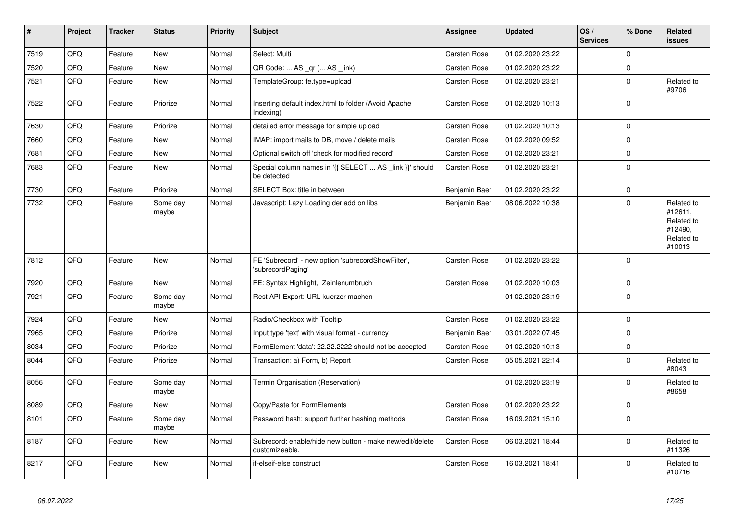| # | Project | Tracker | Status | Priority | Subject | Assignee | Updated | OS / Services | % Done | Related issues |
|---|---|---|---|---|---|---|---|---|---|---|
| 7519 | QFQ | Feature | New | Normal | Select: Multi | Carsten Rose | 01.02.2020 23:22 | | 0 | |
| 7520 | QFQ | Feature | New | Normal | QR Code: ... AS _qr (... AS _link) | Carsten Rose | 01.02.2020 23:22 | | 0 | |
| 7521 | QFQ | Feature | New | Normal | TemplateGroup: fe.type=upload | Carsten Rose | 01.02.2020 23:21 | | 0 | Related to #9706 |
| 7522 | QFQ | Feature | Priorize | Normal | Inserting default index.html to folder (Avoid Apache Indexing) | Carsten Rose | 01.02.2020 10:13 | | 0 | |
| 7630 | QFQ | Feature | Priorize | Normal | detailed error message for simple upload | Carsten Rose | 01.02.2020 10:13 | | 0 | |
| 7660 | QFQ | Feature | New | Normal | IMAP: import mails to DB, move / delete mails | Carsten Rose | 01.02.2020 09:52 | | 0 | |
| 7681 | QFQ | Feature | New | Normal | Optional switch off 'check for modified record' | Carsten Rose | 01.02.2020 23:21 | | 0 | |
| 7683 | QFQ | Feature | New | Normal | Special column names in '{{ SELECT ... AS _link }}' should be detected | Carsten Rose | 01.02.2020 23:21 | | 0 | |
| 7730 | QFQ | Feature | Priorize | Normal | SELECT Box: title in between | Benjamin Baer | 01.02.2020 23:22 | | 0 | |
| 7732 | QFQ | Feature | Some day maybe | Normal | Javascript: Lazy Loading der add on libs | Benjamin Baer | 08.06.2022 10:38 | | 0 | Related to #12611, Related to #12490, Related to #10013 |
| 7812 | QFQ | Feature | New | Normal | FE 'Subrecord' - new option 'subrecordShowFilter', 'subrecordPaging' | Carsten Rose | 01.02.2020 23:22 | | 0 | |
| 7920 | QFQ | Feature | New | Normal | FE: Syntax Highlight, Zeinlenumbruch | Carsten Rose | 01.02.2020 10:03 | | 0 | |
| 7921 | QFQ | Feature | Some day maybe | Normal | Rest API Export: URL kuerzer machen | | 01.02.2020 23:19 | | 0 | |
| 7924 | QFQ | Feature | New | Normal | Radio/Checkbox with Tooltip | Carsten Rose | 01.02.2020 23:22 | | 0 | |
| 7965 | QFQ | Feature | Priorize | Normal | Input type 'text' with visual format - currency | Benjamin Baer | 03.01.2022 07:45 | | 0 | |
| 8034 | QFQ | Feature | Priorize | Normal | FormElement 'data': 22.22.2222 should not be accepted | Carsten Rose | 01.02.2020 10:13 | | 0 | |
| 8044 | QFQ | Feature | Priorize | Normal | Transaction: a) Form, b) Report | Carsten Rose | 05.05.2021 22:14 | | 0 | Related to #8043 |
| 8056 | QFQ | Feature | Some day maybe | Normal | Termin Organisation (Reservation) | | 01.02.2020 23:19 | | 0 | Related to #8658 |
| 8089 | QFQ | Feature | New | Normal | Copy/Paste for FormElements | Carsten Rose | 01.02.2020 23:22 | | 0 | |
| 8101 | QFQ | Feature | Some day maybe | Normal | Password hash: support further hashing methods | Carsten Rose | 16.09.2021 15:10 | | 0 | |
| 8187 | QFQ | Feature | New | Normal | Subrecord: enable/hide new button - make new/edit/delete customizeable. | Carsten Rose | 06.03.2021 18:44 | | 0 | Related to #11326 |
| 8217 | QFQ | Feature | New | Normal | if-elseif-else construct | Carsten Rose | 16.03.2021 18:41 | | 0 | Related to #10716 |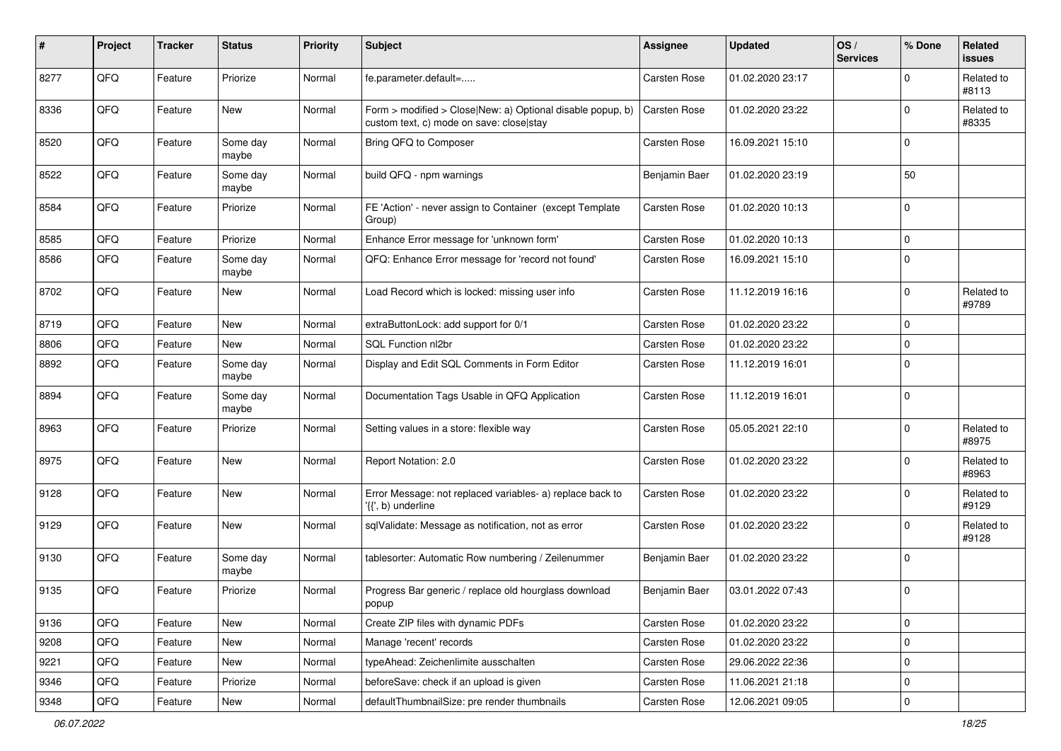| # | Project | Tracker | Status | Priority | Subject | Assignee | Updated | OS / Services | % Done | Related issues |
|---|---|---|---|---|---|---|---|---|---|---|
| 8277 | QFQ | Feature | Priorize | Normal | fe.parameter.default=..... | Carsten Rose | 01.02.2020 23:17 | | 0 | Related to #8113 |
| 8336 | QFQ | Feature | New | Normal | Form > modified > Close\|New: a) Optional disable popup, b) custom text, c) mode on save: close\|stay | Carsten Rose | 01.02.2020 23:22 | | 0 | Related to #8335 |
| 8520 | QFQ | Feature | Some day maybe | Normal | Bring QFQ to Composer | Carsten Rose | 16.09.2021 15:10 | | 0 | |
| 8522 | QFQ | Feature | Some day maybe | Normal | build QFQ - npm warnings | Benjamin Baer | 01.02.2020 23:19 | | 50 | |
| 8584 | QFQ | Feature | Priorize | Normal | FE 'Action' - never assign to Container (except Template Group) | Carsten Rose | 01.02.2020 10:13 | | 0 | |
| 8585 | QFQ | Feature | Priorize | Normal | Enhance Error message for 'unknown form' | Carsten Rose | 01.02.2020 10:13 | | 0 | |
| 8586 | QFQ | Feature | Some day maybe | Normal | QFQ: Enhance Error message for 'record not found' | Carsten Rose | 16.09.2021 15:10 | | 0 | |
| 8702 | QFQ | Feature | New | Normal | Load Record which is locked: missing user info | Carsten Rose | 11.12.2019 16:16 | | 0 | Related to #9789 |
| 8719 | QFQ | Feature | New | Normal | extraButtonLock: add support for 0/1 | Carsten Rose | 01.02.2020 23:22 | | 0 | |
| 8806 | QFQ | Feature | New | Normal | SQL Function nl2br | Carsten Rose | 01.02.2020 23:22 | | 0 | |
| 8892 | QFQ | Feature | Some day maybe | Normal | Display and Edit SQL Comments in Form Editor | Carsten Rose | 11.12.2019 16:01 | | 0 | |
| 8894 | QFQ | Feature | Some day maybe | Normal | Documentation Tags Usable in QFQ Application | Carsten Rose | 11.12.2019 16:01 | | 0 | |
| 8963 | QFQ | Feature | Priorize | Normal | Setting values in a store: flexible way | Carsten Rose | 05.05.2021 22:10 | | 0 | Related to #8975 |
| 8975 | QFQ | Feature | New | Normal | Report Notation: 2.0 | Carsten Rose | 01.02.2020 23:22 | | 0 | Related to #8963 |
| 9128 | QFQ | Feature | New | Normal | Error Message: not replaced variables- a) replace back to '{{', b) underline | Carsten Rose | 01.02.2020 23:22 | | 0 | Related to #9129 |
| 9129 | QFQ | Feature | New | Normal | sqlValidate: Message as notification, not as error | Carsten Rose | 01.02.2020 23:22 | | 0 | Related to #9128 |
| 9130 | QFQ | Feature | Some day maybe | Normal | tablesorter: Automatic Row numbering / Zeilenummer | Benjamin Baer | 01.02.2020 23:22 | | 0 | |
| 9135 | QFQ | Feature | Priorize | Normal | Progress Bar generic / replace old hourglass download popup | Benjamin Baer | 03.01.2022 07:43 | | 0 | |
| 9136 | QFQ | Feature | New | Normal | Create ZIP files with dynamic PDFs | Carsten Rose | 01.02.2020 23:22 | | 0 | |
| 9208 | QFQ | Feature | New | Normal | Manage 'recent' records | Carsten Rose | 01.02.2020 23:22 | | 0 | |
| 9221 | QFQ | Feature | New | Normal | typeAhead: Zeichenlimite ausschalten | Carsten Rose | 29.06.2022 22:36 | | 0 | |
| 9346 | QFQ | Feature | Priorize | Normal | beforeSave: check if an upload is given | Carsten Rose | 11.06.2021 21:18 | | 0 | |
| 9348 | QFQ | Feature | New | Normal | defaultThumbnailSize: pre render thumbnails | Carsten Rose | 12.06.2021 09:05 | | 0 | |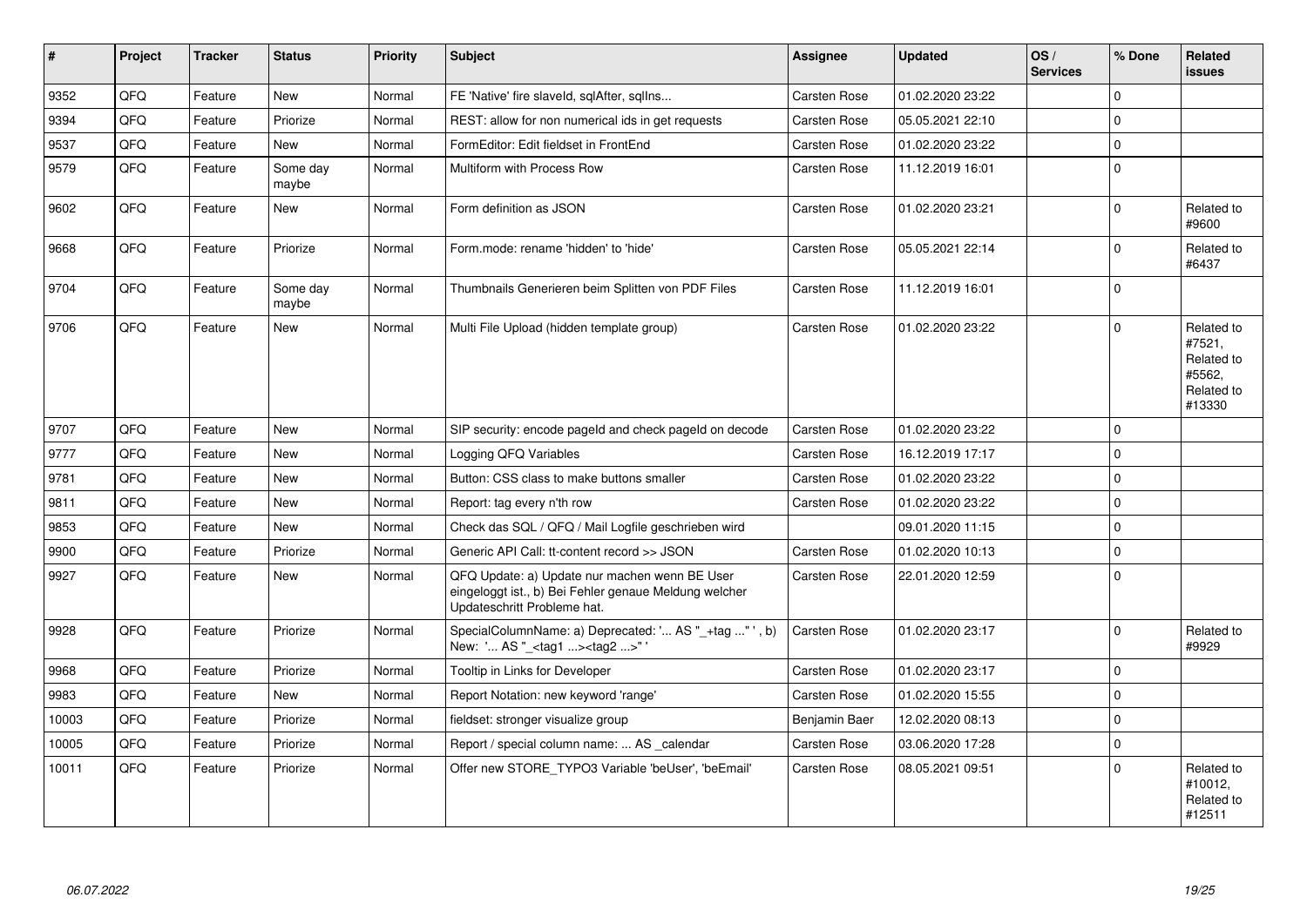| # | Project | Tracker | Status | Priority | Subject | Assignee | Updated | OS / Services | % Done | Related issues |
|---|---|---|---|---|---|---|---|---|---|---|
| 9352 | QFQ | Feature | New | Normal | FE 'Native' fire slaveId, sqlAfter, sqlIns... | Carsten Rose | 01.02.2020 23:22 | | 0 | |
| 9394 | QFQ | Feature | Priorize | Normal | REST: allow for non numerical ids in get requests | Carsten Rose | 05.05.2021 22:10 | | 0 | |
| 9537 | QFQ | Feature | New | Normal | FormEditor: Edit fieldset in FrontEnd | Carsten Rose | 01.02.2020 23:22 | | 0 | |
| 9579 | QFQ | Feature | Some day maybe | Normal | Multiform with Process Row | Carsten Rose | 11.12.2019 16:01 | | 0 | |
| 9602 | QFQ | Feature | New | Normal | Form definition as JSON | Carsten Rose | 01.02.2020 23:21 | | 0 | Related to #9600 |
| 9668 | QFQ | Feature | Priorize | Normal | Form.mode: rename 'hidden' to 'hide' | Carsten Rose | 05.05.2021 22:14 | | 0 | Related to #6437 |
| 9704 | QFQ | Feature | Some day maybe | Normal | Thumbnails Generieren beim Splitten von PDF Files | Carsten Rose | 11.12.2019 16:01 | | 0 | |
| 9706 | QFQ | Feature | New | Normal | Multi File Upload (hidden template group) | Carsten Rose | 01.02.2020 23:22 | | 0 | Related to #7521, Related to #5562, Related to #13330 |
| 9707 | QFQ | Feature | New | Normal | SIP security: encode pageId and check pageId on decode | Carsten Rose | 01.02.2020 23:22 | | 0 | |
| 9777 | QFQ | Feature | New | Normal | Logging QFQ Variables | Carsten Rose | 16.12.2019 17:17 | | 0 | |
| 9781 | QFQ | Feature | New | Normal | Button: CSS class to make buttons smaller | Carsten Rose | 01.02.2020 23:22 | | 0 | |
| 9811 | QFQ | Feature | New | Normal | Report: tag every n'th row | Carsten Rose | 01.02.2020 23:22 | | 0 | |
| 9853 | QFQ | Feature | New | Normal | Check das SQL / QFQ / Mail Logfile geschrieben wird | | 09.01.2020 11:15 | | 0 | |
| 9900 | QFQ | Feature | Priorize | Normal | Generic API Call: tt-content record >> JSON | Carsten Rose | 01.02.2020 10:13 | | 0 | |
| 9927 | QFQ | Feature | New | Normal | QFQ Update: a) Update nur machen wenn BE User eingeloggt ist., b) Bei Fehler genaue Meldung welcher Updateschritt Probleme hat. | Carsten Rose | 22.01.2020 12:59 | | 0 | |
| 9928 | QFQ | Feature | Priorize | Normal | SpecialColumnName: a) Deprecated: '... AS "_+tag ..." ', b) New: '... AS "_<tag1 ...><tag2 ...>" ' | Carsten Rose | 01.02.2020 23:17 | | 0 | Related to #9929 |
| 9968 | QFQ | Feature | Priorize | Normal | Tooltip in Links for Developer | Carsten Rose | 01.02.2020 23:17 | | 0 | |
| 9983 | QFQ | Feature | New | Normal | Report Notation: new keyword 'range' | Carsten Rose | 01.02.2020 15:55 | | 0 | |
| 10003 | QFQ | Feature | Priorize | Normal | fieldset: stronger visualize group | Benjamin Baer | 12.02.2020 08:13 | | 0 | |
| 10005 | QFQ | Feature | Priorize | Normal | Report / special column name: ... AS _calendar | Carsten Rose | 03.06.2020 17:28 | | 0 | |
| 10011 | QFQ | Feature | Priorize | Normal | Offer new STORE_TYPO3 Variable 'beUser', 'beEmail' | Carsten Rose | 08.05.2021 09:51 | | 0 | Related to #10012, Related to #12511 |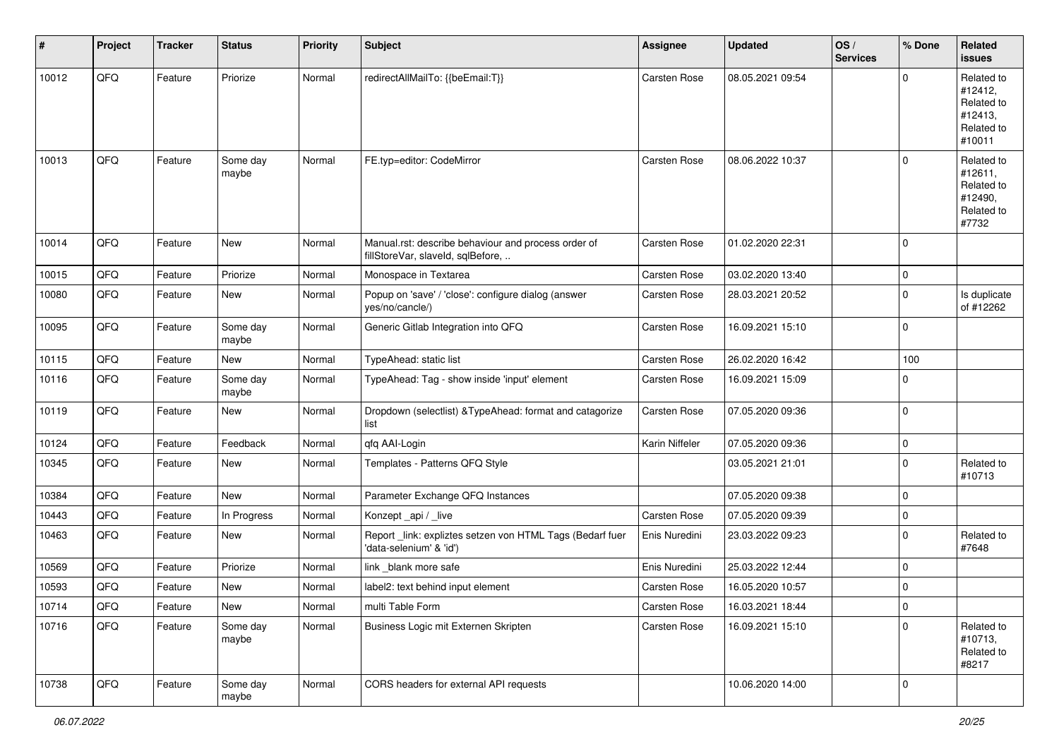| # | Project | Tracker | Status | Priority | Subject | Assignee | Updated | OS / Services | % Done | Related issues |
|---|---|---|---|---|---|---|---|---|---|---|
| 10012 | QFQ | Feature | Priorize | Normal | redirectAllMailTo: {{beEmail:T}} | Carsten Rose | 08.05.2021 09:54 | | 0 | Related to #12412, Related to #12413, Related to #10011 |
| 10013 | QFQ | Feature | Some day maybe | Normal | FE.typ=editor: CodeMirror | Carsten Rose | 08.06.2022 10:37 | | 0 | Related to #12611, Related to #12490, Related to #7732 |
| 10014 | QFQ | Feature | New | Normal | Manual.rst: describe behaviour and process order of fillStoreVar, slaveId, sqlBefore, .. | Carsten Rose | 01.02.2020 22:31 | | 0 | |
| 10015 | QFQ | Feature | Priorize | Normal | Monospace in Textarea | Carsten Rose | 03.02.2020 13:40 | | 0 | |
| 10080 | QFQ | Feature | New | Normal | Popup on 'save' / 'close': configure dialog (answer yes/no/cancle/) | Carsten Rose | 28.03.2021 20:52 | | 0 | Is duplicate of #12262 |
| 10095 | QFQ | Feature | Some day maybe | Normal | Generic Gitlab Integration into QFQ | Carsten Rose | 16.09.2021 15:10 | | 0 | |
| 10115 | QFQ | Feature | New | Normal | TypeAhead: static list | Carsten Rose | 26.02.2020 16:42 | | 100 | |
| 10116 | QFQ | Feature | Some day maybe | Normal | TypeAhead: Tag - show inside 'input' element | Carsten Rose | 16.09.2021 15:09 | | 0 | |
| 10119 | QFQ | Feature | New | Normal | Dropdown (selectlist) &TypeAhead: format and catagorize list | Carsten Rose | 07.05.2020 09:36 | | 0 | |
| 10124 | QFQ | Feature | Feedback | Normal | qfq AAI-Login | Karin Niffeler | 07.05.2020 09:36 | | 0 | |
| 10345 | QFQ | Feature | New | Normal | Templates - Patterns QFQ Style | | 03.05.2021 21:01 | | 0 | Related to #10713 |
| 10384 | QFQ | Feature | New | Normal | Parameter Exchange QFQ Instances | | 07.05.2020 09:38 | | 0 | |
| 10443 | QFQ | Feature | In Progress | Normal | Konzept _api / _live | Carsten Rose | 07.05.2020 09:39 | | 0 | |
| 10463 | QFQ | Feature | New | Normal | Report _link: expliztes setzen von HTML Tags (Bedarf fuer 'data-selenium' & 'id') | Enis Nuredini | 23.03.2022 09:23 | | 0 | Related to #7648 |
| 10569 | QFQ | Feature | Priorize | Normal | link _blank more safe | Enis Nuredini | 25.03.2022 12:44 | | 0 | |
| 10593 | QFQ | Feature | New | Normal | label2: text behind input element | Carsten Rose | 16.05.2020 10:57 | | 0 | |
| 10714 | QFQ | Feature | New | Normal | multi Table Form | Carsten Rose | 16.03.2021 18:44 | | 0 | |
| 10716 | QFQ | Feature | Some day maybe | Normal | Business Logic mit Externen Skripten | Carsten Rose | 16.09.2021 15:10 | | 0 | Related to #10713, Related to #8217 |
| 10738 | QFQ | Feature | Some day maybe | Normal | CORS headers for external API requests | | 10.06.2020 14:00 | | 0 | |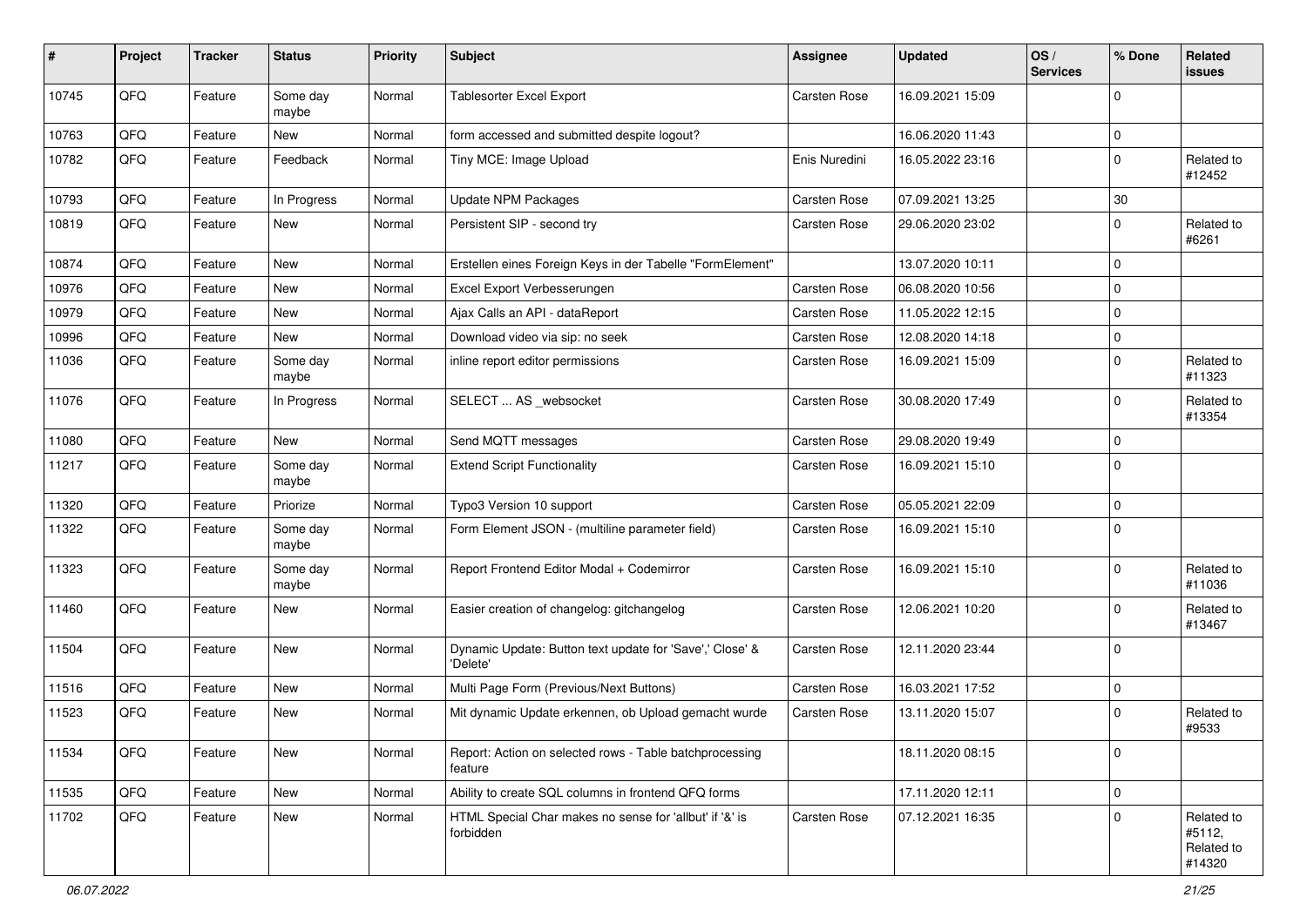| # | Project | Tracker | Status | Priority | Subject | Assignee | Updated | OS / Services | % Done | Related issues |
|---|---|---|---|---|---|---|---|---|---|---|
| 10745 | QFQ | Feature | Some day maybe | Normal | Tablesorter Excel Export | Carsten Rose | 16.09.2021 15:09 | | 0 | |
| 10763 | QFQ | Feature | New | Normal | form accessed and submitted despite logout? | | 16.06.2020 11:43 | | 0 | |
| 10782 | QFQ | Feature | Feedback | Normal | Tiny MCE: Image Upload | Enis Nuredini | 16.05.2022 23:16 | | 0 | Related to #12452 |
| 10793 | QFQ | Feature | In Progress | Normal | Update NPM Packages | Carsten Rose | 07.09.2021 13:25 | | 30 | |
| 10819 | QFQ | Feature | New | Normal | Persistent SIP - second try | Carsten Rose | 29.06.2020 23:02 | | 0 | Related to #6261 |
| 10874 | QFQ | Feature | New | Normal | Erstellen eines Foreign Keys in der Tabelle "FormElement" | | 13.07.2020 10:11 | | 0 | |
| 10976 | QFQ | Feature | New | Normal | Excel Export Verbesserungen | Carsten Rose | 06.08.2020 10:56 | | 0 | |
| 10979 | QFQ | Feature | New | Normal | Ajax Calls an API - dataReport | Carsten Rose | 11.05.2022 12:15 | | 0 | |
| 10996 | QFQ | Feature | New | Normal | Download video via sip: no seek | Carsten Rose | 12.08.2020 14:18 | | 0 | |
| 11036 | QFQ | Feature | Some day maybe | Normal | inline report editor permissions | Carsten Rose | 16.09.2021 15:09 | | 0 | Related to #11323 |
| 11076 | QFQ | Feature | In Progress | Normal | SELECT ... AS _websocket | Carsten Rose | 30.08.2020 17:49 | | 0 | Related to #13354 |
| 11080 | QFQ | Feature | New | Normal | Send MQTT messages | Carsten Rose | 29.08.2020 19:49 | | 0 | |
| 11217 | QFQ | Feature | Some day maybe | Normal | Extend Script Functionality | Carsten Rose | 16.09.2021 15:10 | | 0 | |
| 11320 | QFQ | Feature | Priorize | Normal | Typo3 Version 10 support | Carsten Rose | 05.05.2021 22:09 | | 0 | |
| 11322 | QFQ | Feature | Some day maybe | Normal | Form Element JSON - (multiline parameter field) | Carsten Rose | 16.09.2021 15:10 | | 0 | |
| 11323 | QFQ | Feature | Some day maybe | Normal | Report Frontend Editor Modal + Codemirror | Carsten Rose | 16.09.2021 15:10 | | 0 | Related to #11036 |
| 11460 | QFQ | Feature | New | Normal | Easier creation of changelog: gitchangelog | Carsten Rose | 12.06.2021 10:20 | | 0 | Related to #13467 |
| 11504 | QFQ | Feature | New | Normal | Dynamic Update: Button text update for 'Save',' Close' & 'Delete' | Carsten Rose | 12.11.2020 23:44 | | 0 | |
| 11516 | QFQ | Feature | New | Normal | Multi Page Form (Previous/Next Buttons) | Carsten Rose | 16.03.2021 17:52 | | 0 | |
| 11523 | QFQ | Feature | New | Normal | Mit dynamic Update erkennen, ob Upload gemacht wurde | Carsten Rose | 13.11.2020 15:07 | | 0 | Related to #9533 |
| 11534 | QFQ | Feature | New | Normal | Report: Action on selected rows - Table batchprocessing feature | | 18.11.2020 08:15 | | 0 | |
| 11535 | QFQ | Feature | New | Normal | Ability to create SQL columns in frontend QFQ forms | | 17.11.2020 12:11 | | 0 | |
| 11702 | QFQ | Feature | New | Normal | HTML Special Char makes no sense for 'allbut' if '&' is forbidden | Carsten Rose | 07.12.2021 16:35 | | 0 | Related to #5112, Related to #14320 |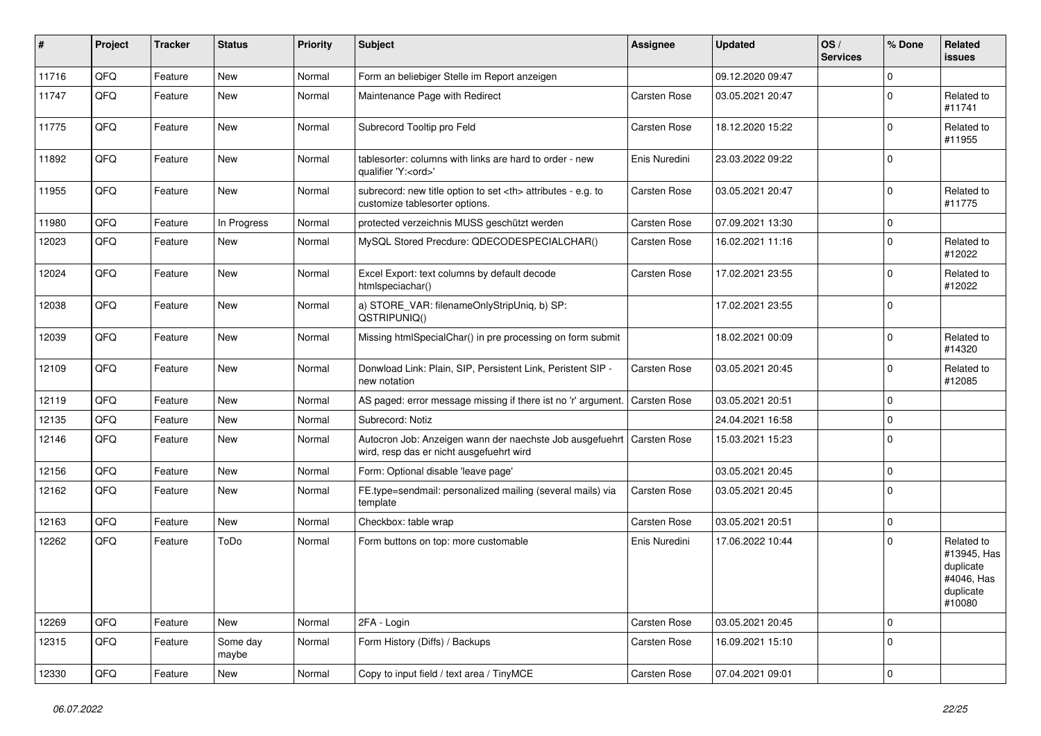| # | Project | Tracker | Status | Priority | Subject | Assignee | Updated | OS / Services | % Done | Related issues |
|---|---|---|---|---|---|---|---|---|---|---|
| 11716 | QFQ | Feature | New | Normal | Form an beliebiger Stelle im Report anzeigen | | 09.12.2020 09:47 | | 0 | |
| 11747 | QFQ | Feature | New | Normal | Maintenance Page with Redirect | Carsten Rose | 03.05.2021 20:47 | | 0 | Related to #11741 |
| 11775 | QFQ | Feature | New | Normal | Subrecord Tooltip pro Feld | Carsten Rose | 18.12.2020 15:22 | | 0 | Related to #11955 |
| 11892 | QFQ | Feature | New | Normal | tablesorter: columns with links are hard to order - new qualifier 'Y:<ord>' | Enis Nuredini | 23.03.2022 09:22 | | 0 | |
| 11955 | QFQ | Feature | New | Normal | subrecord: new title option to set <th> attributes - e.g. to customize tablesorter options. | Carsten Rose | 03.05.2021 20:47 | | 0 | Related to #11775 |
| 11980 | QFQ | Feature | In Progress | Normal | protected verzeichnis MUSS geschützt werden | Carsten Rose | 07.09.2021 13:30 | | 0 | |
| 12023 | QFQ | Feature | New | Normal | MySQL Stored Precdure: QDECODESPECIALCHAR() | Carsten Rose | 16.02.2021 11:16 | | 0 | Related to #12022 |
| 12024 | QFQ | Feature | New | Normal | Excel Export: text columns by default decode htmlspeciachar() | Carsten Rose | 17.02.2021 23:55 | | 0 | Related to #12022 |
| 12038 | QFQ | Feature | New | Normal | a) STORE_VAR: filenameOnlyStripUniq, b) SP: QSTRIPUNIQ() | | 17.02.2021 23:55 | | 0 | |
| 12039 | QFQ | Feature | New | Normal | Missing htmlSpecialChar() in pre processing on form submit | | 18.02.2021 00:09 | | 0 | Related to #14320 |
| 12109 | QFQ | Feature | New | Normal | Donwload Link: Plain, SIP, Persistent Link, Peristent SIP - new notation | Carsten Rose | 03.05.2021 20:45 | | 0 | Related to #12085 |
| 12119 | QFQ | Feature | New | Normal | AS paged: error message missing if there ist no 'r' argument. | Carsten Rose | 03.05.2021 20:51 | | 0 | |
| 12135 | QFQ | Feature | New | Normal | Subrecord: Notiz | | 24.04.2021 16:58 | | 0 | |
| 12146 | QFQ | Feature | New | Normal | Autocron Job: Anzeigen wann der naechste Job ausgefuehrt wird, resp das er nicht ausgefuehrt wird | Carsten Rose | 15.03.2021 15:23 | | 0 | |
| 12156 | QFQ | Feature | New | Normal | Form: Optional disable 'leave page' | | 03.05.2021 20:45 | | 0 | |
| 12162 | QFQ | Feature | New | Normal | FE.type=sendmail: personalized mailing (several mails) via template | Carsten Rose | 03.05.2021 20:45 | | 0 | |
| 12163 | QFQ | Feature | New | Normal | Checkbox: table wrap | Carsten Rose | 03.05.2021 20:51 | | 0 | |
| 12262 | QFQ | Feature | ToDo | Normal | Form buttons on top: more customable | Enis Nuredini | 17.06.2022 10:44 | | 0 | Related to #13945, Has duplicate #4046, Has duplicate #10080 |
| 12269 | QFQ | Feature | New | Normal | 2FA - Login | Carsten Rose | 03.05.2021 20:45 | | 0 | |
| 12315 | QFQ | Feature | Some day maybe | Normal | Form History (Diffs) / Backups | Carsten Rose | 16.09.2021 15:10 | | 0 | |
| 12330 | QFQ | Feature | New | Normal | Copy to input field / text area / TinyMCE | Carsten Rose | 07.04.2021 09:01 | | 0 | |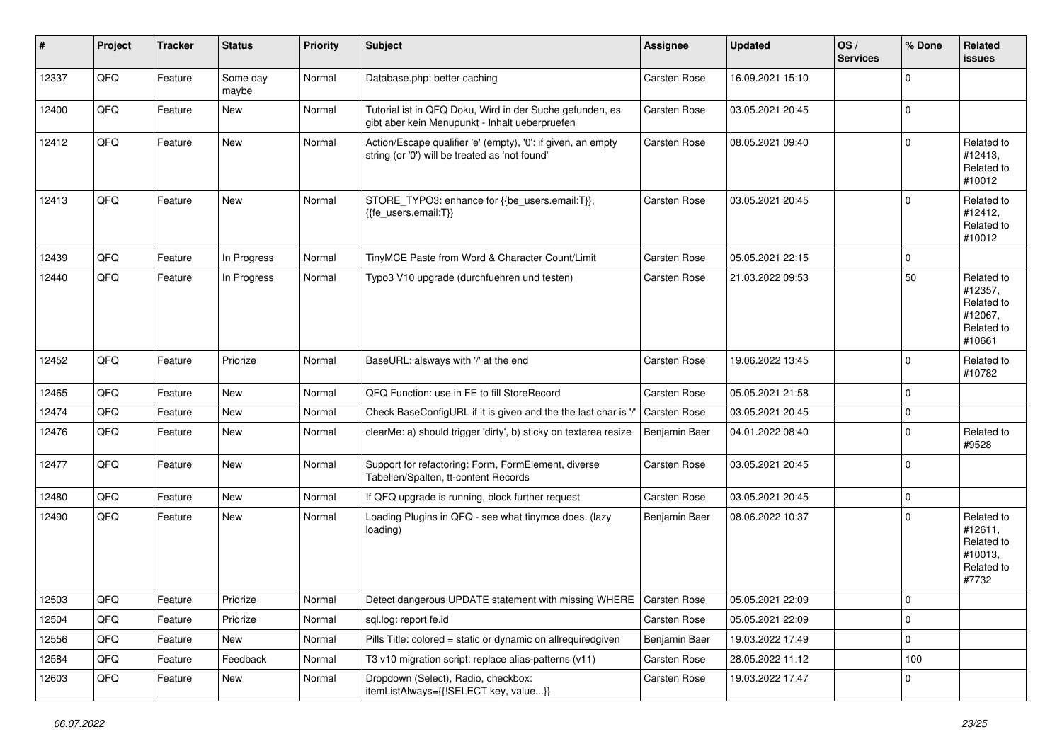| # | Project | Tracker | Status | Priority | Subject | Assignee | Updated | OS / Services | % Done | Related issues |
|---|---|---|---|---|---|---|---|---|---|---|
| 12337 | QFQ | Feature | Some day maybe | Normal | Database.php: better caching | Carsten Rose | 16.09.2021 15:10 | | 0 | |
| 12400 | QFQ | Feature | New | Normal | Tutorial ist in QFQ Doku, Wird in der Suche gefunden, es gibt aber kein Menupunkt - Inhalt ueberpruefen | Carsten Rose | 03.05.2021 20:45 | | 0 | |
| 12412 | QFQ | Feature | New | Normal | Action/Escape qualifier 'e' (empty), '0': if given, an empty string (or '0') will be treated as 'not found' | Carsten Rose | 08.05.2021 09:40 | | 0 | Related to #12413, Related to #10012 |
| 12413 | QFQ | Feature | New | Normal | STORE_TYPO3: enhance for {{be_users.email:T}}, {{fe_users.email:T}} | Carsten Rose | 03.05.2021 20:45 | | 0 | Related to #12412, Related to #10012 |
| 12439 | QFQ | Feature | In Progress | Normal | TinyMCE Paste from Word & Character Count/Limit | Carsten Rose | 05.05.2021 22:15 | | 0 | |
| 12440 | QFQ | Feature | In Progress | Normal | Typo3 V10 upgrade (durchfuehren und testen) | Carsten Rose | 21.03.2022 09:53 | | 50 | Related to #12357, Related to #12067, Related to #10661 |
| 12452 | QFQ | Feature | Priorize | Normal | BaseURL: alsways with '/' at the end | Carsten Rose | 19.06.2022 13:45 | | 0 | Related to #10782 |
| 12465 | QFQ | Feature | New | Normal | QFQ Function: use in FE to fill StoreRecord | Carsten Rose | 05.05.2021 21:58 | | 0 | |
| 12474 | QFQ | Feature | New | Normal | Check BaseConfigURL if it is given and the the last char is '/' | Carsten Rose | 03.05.2021 20:45 | | 0 | |
| 12476 | QFQ | Feature | New | Normal | clearMe: a) should trigger 'dirty', b) sticky on textarea resize | Benjamin Baer | 04.01.2022 08:40 | | 0 | Related to #9528 |
| 12477 | QFQ | Feature | New | Normal | Support for refactoring: Form, FormElement, diverse Tabellen/Spalten, tt-content Records | Carsten Rose | 03.05.2021 20:45 | | 0 | |
| 12480 | QFQ | Feature | New | Normal | If QFQ upgrade is running, block further request | Carsten Rose | 03.05.2021 20:45 | | 0 | |
| 12490 | QFQ | Feature | New | Normal | Loading Plugins in QFQ - see what tinymce does. (lazy loading) | Benjamin Baer | 08.06.2022 10:37 | | 0 | Related to #12611, Related to #10013, Related to #7732 |
| 12503 | QFQ | Feature | Priorize | Normal | Detect dangerous UPDATE statement with missing WHERE | Carsten Rose | 05.05.2021 22:09 | | 0 | |
| 12504 | QFQ | Feature | Priorize | Normal | sql.log: report fe.id | Carsten Rose | 05.05.2021 22:09 | | 0 | |
| 12556 | QFQ | Feature | New | Normal | Pills Title: colored = static or dynamic on allrequiredgiven | Benjamin Baer | 19.03.2022 17:49 | | 0 | |
| 12584 | QFQ | Feature | Feedback | Normal | T3 v10 migration script: replace alias-patterns (v11) | Carsten Rose | 28.05.2022 11:12 | | 100 | |
| 12603 | QFQ | Feature | New | Normal | Dropdown (Select), Radio, checkbox: itemListAlways={{!SELECT key, value...}} | Carsten Rose | 19.03.2022 17:47 | | 0 | |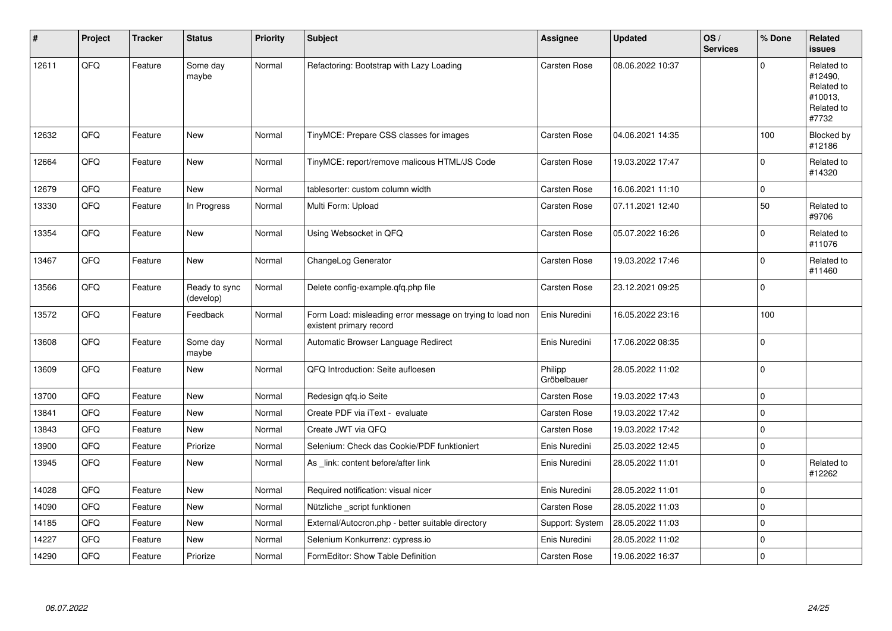| # | Project | Tracker | Status | Priority | Subject | Assignee | Updated | OS / Services | % Done | Related issues |
|---|---|---|---|---|---|---|---|---|---|---|
| 12611 | QFQ | Feature | Some day maybe | Normal | Refactoring: Bootstrap with Lazy Loading | Carsten Rose | 08.06.2022 10:37 | | 0 | Related to #12490, Related to #10013, Related to #7732 |
| 12632 | QFQ | Feature | New | Normal | TinyMCE: Prepare CSS classes for images | Carsten Rose | 04.06.2021 14:35 | | 100 | Blocked by #12186 |
| 12664 | QFQ | Feature | New | Normal | TinyMCE: report/remove malicous HTML/JS Code | Carsten Rose | 19.03.2022 17:47 | | 0 | Related to #14320 |
| 12679 | QFQ | Feature | New | Normal | tablesorter: custom column width | Carsten Rose | 16.06.2021 11:10 | | 0 | |
| 13330 | QFQ | Feature | In Progress | Normal | Multi Form: Upload | Carsten Rose | 07.11.2021 12:40 | | 50 | Related to #9706 |
| 13354 | QFQ | Feature | New | Normal | Using Websocket in QFQ | Carsten Rose | 05.07.2022 16:26 | | 0 | Related to #11076 |
| 13467 | QFQ | Feature | New | Normal | ChangeLog Generator | Carsten Rose | 19.03.2022 17:46 | | 0 | Related to #11460 |
| 13566 | QFQ | Feature | Ready to sync (develop) | Normal | Delete config-example.qfq.php file | Carsten Rose | 23.12.2021 09:25 | | 0 | |
| 13572 | QFQ | Feature | Feedback | Normal | Form Load: misleading error message on trying to load non existent primary record | Enis Nuredini | 16.05.2022 23:16 | | 100 | |
| 13608 | QFQ | Feature | Some day maybe | Normal | Automatic Browser Language Redirect | Enis Nuredini | 17.06.2022 08:35 | | 0 | |
| 13609 | QFQ | Feature | New | Normal | QFQ Introduction: Seite aufloesen | Philipp Gröbelbauer | 28.05.2022 11:02 | | 0 | |
| 13700 | QFQ | Feature | New | Normal | Redesign qfq.io Seite | Carsten Rose | 19.03.2022 17:43 | | 0 | |
| 13841 | QFQ | Feature | New | Normal | Create PDF via iText - evaluate | Carsten Rose | 19.03.2022 17:42 | | 0 | |
| 13843 | QFQ | Feature | New | Normal | Create JWT via QFQ | Carsten Rose | 19.03.2022 17:42 | | 0 | |
| 13900 | QFQ | Feature | Priorize | Normal | Selenium: Check das Cookie/PDF funktioniert | Enis Nuredini | 25.03.2022 12:45 | | 0 | |
| 13945 | QFQ | Feature | New | Normal | As _link: content before/after link | Enis Nuredini | 28.05.2022 11:01 | | 0 | Related to #12262 |
| 14028 | QFQ | Feature | New | Normal | Required notification: visual nicer | Enis Nuredini | 28.05.2022 11:01 | | 0 | |
| 14090 | QFQ | Feature | New | Normal | Nützliche _script funktionen | Carsten Rose | 28.05.2022 11:03 | | 0 | |
| 14185 | QFQ | Feature | New | Normal | External/Autocron.php - better suitable directory | Support: System | 28.05.2022 11:03 | | 0 | |
| 14227 | QFQ | Feature | New | Normal | Selenium Konkurrenz: cypress.io | Enis Nuredini | 28.05.2022 11:02 | | 0 | |
| 14290 | QFQ | Feature | Priorize | Normal | FormEditor: Show Table Definition | Carsten Rose | 19.06.2022 16:37 | | 0 | |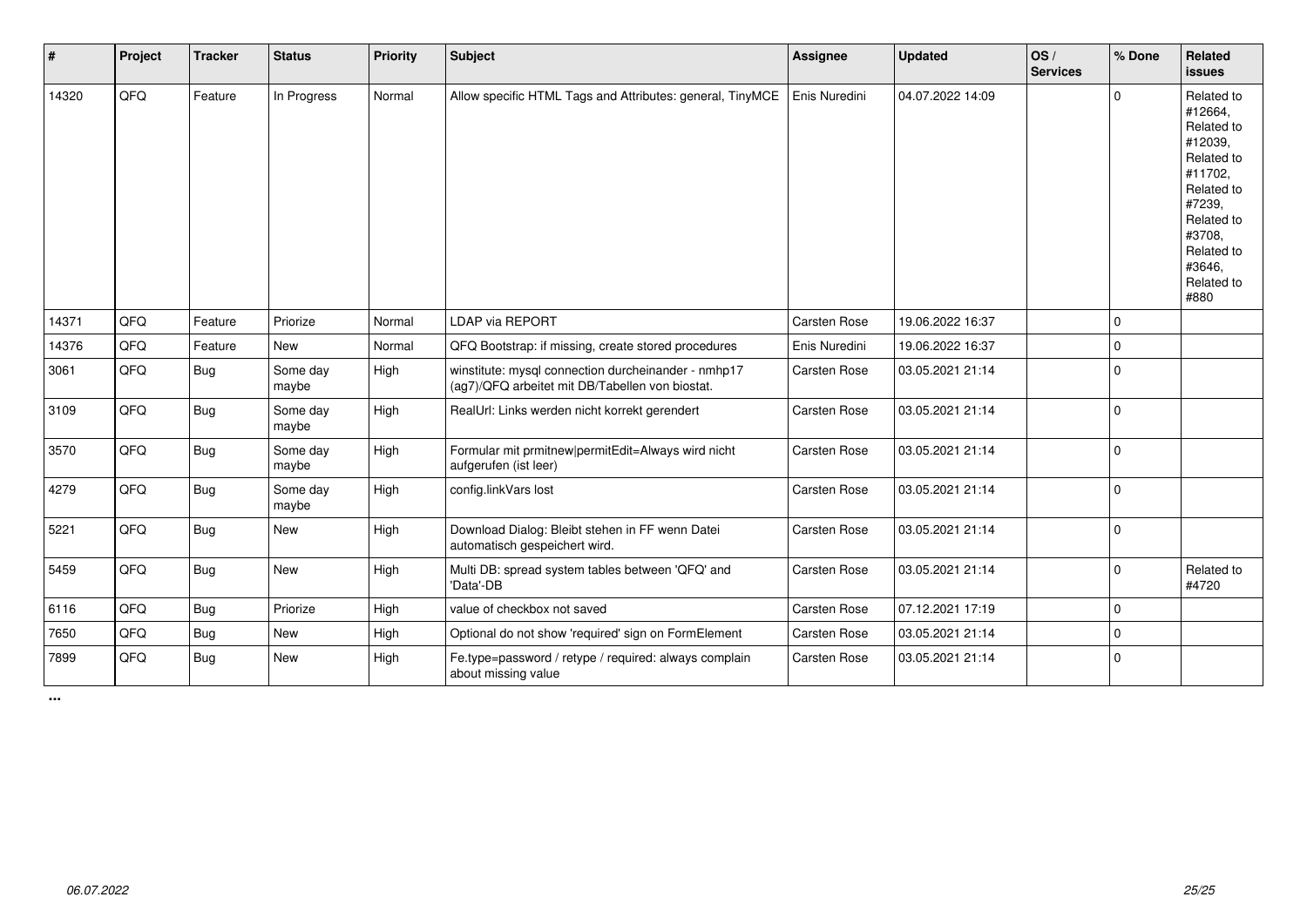| # | Project | Tracker | Status | Priority | Subject | Assignee | Updated | OS / Services | % Done | Related issues |
|---|---|---|---|---|---|---|---|---|---|---|
| 14320 | QFQ | Feature | In Progress | Normal | Allow specific HTML Tags and Attributes: general, TinyMCE | Enis Nuredini | 04.07.2022 14:09 | | 0 | Related to #12664, Related to #12039, Related to #11702, Related to #7239, Related to #3708, Related to #3646, Related to #880 |
| 14371 | QFQ | Feature | Priorize | Normal | LDAP via REPORT | Carsten Rose | 19.06.2022 16:37 | | 0 | |
| 14376 | QFQ | Feature | New | Normal | QFQ Bootstrap: if missing, create stored procedures | Enis Nuredini | 19.06.2022 16:37 | | 0 | |
| 3061 | QFQ | Bug | Some day maybe | High | winstitute: mysql connection durcheinander - nmhp17 (ag7)/QFQ arbeitet mit DB/Tabellen von biostat. | Carsten Rose | 03.05.2021 21:14 | | 0 | |
| 3109 | QFQ | Bug | Some day maybe | High | RealUrl: Links werden nicht korrekt gerendert | Carsten Rose | 03.05.2021 21:14 | | 0 | |
| 3570 | QFQ | Bug | Some day maybe | High | Formular mit prmitnew\|permitEdit=Always wird nicht aufgerufen (ist leer) | Carsten Rose | 03.05.2021 21:14 | | 0 | |
| 4279 | QFQ | Bug | Some day maybe | High | config.linkVars lost | Carsten Rose | 03.05.2021 21:14 | | 0 | |
| 5221 | QFQ | Bug | New | High | Download Dialog: Bleibt stehen in FF wenn Datei automatisch gespeichert wird. | Carsten Rose | 03.05.2021 21:14 | | 0 | |
| 5459 | QFQ | Bug | New | High | Multi DB: spread system tables between 'QFQ' and 'Data'-DB | Carsten Rose | 03.05.2021 21:14 | | 0 | Related to #4720 |
| 6116 | QFQ | Bug | Priorize | High | value of checkbox not saved | Carsten Rose | 07.12.2021 17:19 | | 0 | |
| 7650 | QFQ | Bug | New | High | Optional do not show 'required' sign on FormElement | Carsten Rose | 03.05.2021 21:14 | | 0 | |
| 7899 | QFQ | Bug | New | High | Fe.type=password / retype / required: always complain about missing value | Carsten Rose | 03.05.2021 21:14 | | 0 | |

...